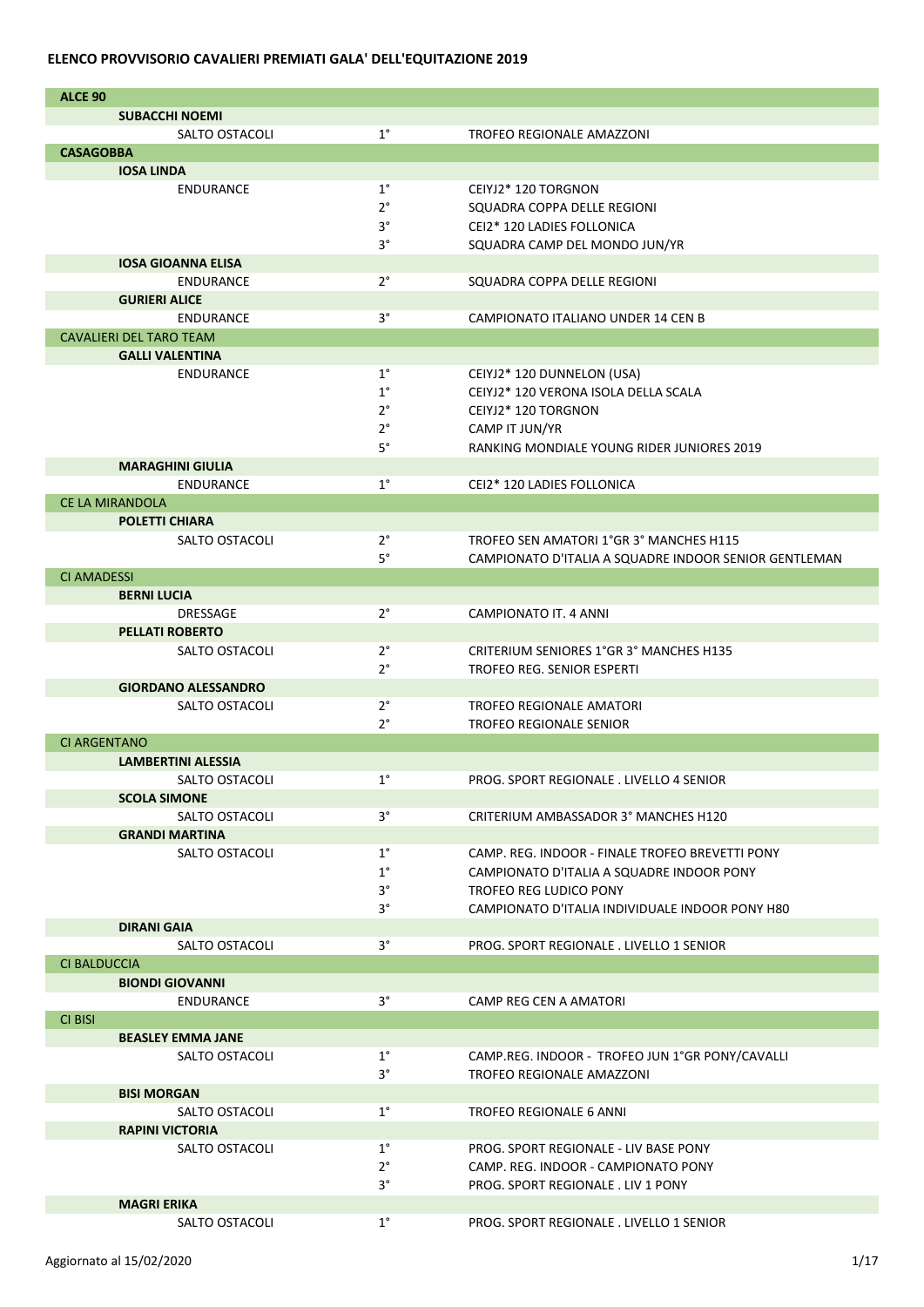# ELENCO PROVVISORIO CAVALIERI PREMIATI GALA' DELL'EQUITAZIONE 2019

| | | | |
|---|---|---|---|
| **ALCE 90** | | | |
| **SUBACCHI NOEMI** | | | |
| | SALTO OSTACOLI | 1° | TROFEO REGIONALE AMAZZONI |
| **CASAGOBBA** | | | |
| **IOSA LINDA** | | | |
| | ENDURANCE | 1° | CEIYJ2* 120 TORGNON |
| | | 2° | SQUADRA COPPA DELLE REGIONI |
| | | 3° | CEI2* 120 LADIES FOLLONICA |
| | | 3° | SQUADRA CAMP DEL MONDO JUN/YR |
| **IOSA GIOANNA ELISA** | | | |
| | ENDURANCE | 2° | SQUADRA COPPA DELLE REGIONI |
| **GURIERI ALICE** | | | |
| | ENDURANCE | 3° | CAMPIONATO ITALIANO UNDER 14 CEN B |
| CAVALIERI DEL TARO TEAM | | | |
| **GALLI VALENTINA** | | | |
| | ENDURANCE | 1° | CEIYJ2* 120 DUNNELON (USA) |
| | | 1° | CEIYJ2* 120 VERONA ISOLA DELLA SCALA |
| | | 2° | CEIYJ2* 120 TORGNON |
| | | 2° | CAMP IT JUN/YR |
| | | 5° | RANKING MONDIALE YOUNG RIDER JUNIORES 2019 |
| **MARAGHINI GIULIA** | | | |
| | ENDURANCE | 1° | CEI2* 120 LADIES FOLLONICA |
| CE LA MIRANDOLA | | | |
| **POLETTI CHIARA** | | | |
| | SALTO OSTACOLI | 2° | TROFEO SEN AMATORI 1°GR 3° MANCHES H115 |
| | | 5° | CAMPIONATO D'ITALIA A SQUADRE INDOOR SENIOR GENTLEMAN |
| CI AMADESSI | | | |
| **BERNI LUCIA** | | | |
| | DRESSAGE | 2° | CAMPIONATO IT. 4 ANNI |
| **PELLATI ROBERTO** | | | |
| | SALTO OSTACOLI | 2° | CRITERIUM SENIORES 1°GR 3° MANCHES H135 |
| | | 2° | TROFEO REG. SENIOR ESPERTI |
| **GIORDANO ALESSANDRO** | | | |
| | SALTO OSTACOLI | 2° | TROFEO REGIONALE AMATORI |
| | | 2° | TROFEO REGIONALE SENIOR |
| CI ARGENTANO | | | |
| **LAMBERTINI ALESSIA** | | | |
| | SALTO OSTACOLI | 1° | PROG. SPORT REGIONALE . LIVELLO 4 SENIOR |
| **SCOLA SIMONE** | | | |
| | SALTO OSTACOLI | 3° | CRITERIUM AMBASSADOR 3° MANCHES H120 |
| **GRANDI MARTINA** | | | |
| | SALTO OSTACOLI | 1° | CAMP. REG. INDOOR - FINALE TROFEO BREVETTI PONY |
| | | 1° | CAMPIONATO D'ITALIA A SQUADRE INDOOR PONY |
| | | 3° | TROFEO REG LUDICO PONY |
| | | 3° | CAMPIONATO D'ITALIA INDIVIDUALE INDOOR PONY H80 |
| **DIRANI GAIA** | | | |
| | SALTO OSTACOLI | 3° | PROG. SPORT REGIONALE . LIVELLO 1 SENIOR |
| CI BALDUCCIA | | | |
| **BIONDI GIOVANNI** | | | |
| | ENDURANCE | 3° | CAMP REG CEN A AMATORI |
| CI BISI | | | |
| **BEASLEY EMMA JANE** | | | |
| | SALTO OSTACOLI | 1° | CAMP.REG. INDOOR - TROFEO JUN 1°GR PONY/CAVALLI |
| | | 3° | TROFEO REGIONALE AMAZZONI |
| **BISI MORGAN** | | | |
| | SALTO OSTACOLI | 1° | TROFEO REGIONALE 6 ANNI |
| **RAPINI VICTORIA** | | | |
| | SALTO OSTACOLI | 1° | PROG. SPORT REGIONALE - LIV BASE PONY |
| | | 2° | CAMP. REG. INDOOR - CAMPIONATO PONY |
| | | 3° | PROG. SPORT REGIONALE . LIV 1 PONY |
| **MAGRI ERIKA** | | | |
| | SALTO OSTACOLI | 1° | PROG. SPORT REGIONALE . LIVELLO 1 SENIOR |

Aggiornato al 15/02/2020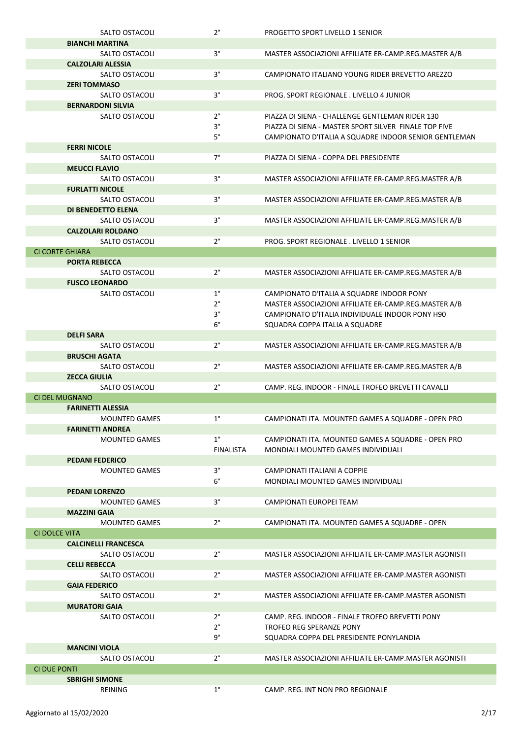| | | | |
|---|---|---|---|
| | SALTO OSTACOLI | 2° | PROGETTO SPORT LIVELLO 1 SENIOR |
| **BIANCHI MARTINA** | | | |
| | SALTO OSTACOLI | 3° | MASTER ASSOCIAZIONI AFFILIATE ER-CAMP.REG.MASTER A/B |
| **CALZOLARI ALESSIA** | | | |
| | SALTO OSTACOLI | 3° | CAMPIONATO ITALIANO YOUNG RIDER BREVETTO AREZZO |
| **ZERI TOMMASO** | | | |
| | SALTO OSTACOLI | 3° | PROG. SPORT REGIONALE . LIVELLO 4 JUNIOR |
| **BERNARDONI SILVIA** | | | |
| | SALTO OSTACOLI | 2° | PIAZZA DI SIENA - CHALLENGE GENTLEMAN RIDER 130 |
| | | 3° | PIAZZA DI SIENA - MASTER SPORT SILVER FINALE TOP FIVE |
| | | 5° | CAMPIONATO D'ITALIA A SQUADRE INDOOR SENIOR GENTLEMAN |
| **FERRI NICOLE** | | | |
| | SALTO OSTACOLI | 7° | PIAZZA DI SIENA - COPPA DEL PRESIDENTE |
| **MEUCCI FLAVIO** | | | |
| | SALTO OSTACOLI | 3° | MASTER ASSOCIAZIONI AFFILIATE ER-CAMP.REG.MASTER A/B |
| **FURLATTI NICOLE** | | | |
| | SALTO OSTACOLI | 3° | MASTER ASSOCIAZIONI AFFILIATE ER-CAMP.REG.MASTER A/B |
| **DI BENEDETTO ELENA** | | | |
| | SALTO OSTACOLI | 3° | MASTER ASSOCIAZIONI AFFILIATE ER-CAMP.REG.MASTER A/B |
| **CALZOLARI ROLDANO** | | | |
| | SALTO OSTACOLI | 2° | PROG. SPORT REGIONALE . LIVELLO 1 SENIOR |
| CI CORTE GHIARA | | | |
| **PORTA REBECCA** | | | |
| | SALTO OSTACOLI | 2° | MASTER ASSOCIAZIONI AFFILIATE ER-CAMP.REG.MASTER A/B |
| **FUSCO LEONARDO** | | | |
| | SALTO OSTACOLI | 1° | CAMPIONATO D'ITALIA A SQUADRE INDOOR PONY |
| | | 2° | MASTER ASSOCIAZIONI AFFILIATE ER-CAMP.REG.MASTER A/B |
| | | 3° | CAMPIONATO D'ITALIA INDIVIDUALE INDOOR PONY H90 |
| | | 6° | SQUADRA COPPA ITALIA A SQUADRE |
| **DELFI SARA** | | | |
| | SALTO OSTACOLI | 2° | MASTER ASSOCIAZIONI AFFILIATE ER-CAMP.REG.MASTER A/B |
| **BRUSCHI AGATA** | | | |
| | SALTO OSTACOLI | 2° | MASTER ASSOCIAZIONI AFFILIATE ER-CAMP.REG.MASTER A/B |
| **ZECCA GIULIA** | | | |
| | SALTO OSTACOLI | 2° | CAMP. REG. INDOOR - FINALE TROFEO BREVETTI CAVALLI |
| CI DEL MUGNANO | | | |
| **FARINETTI ALESSIA** | | | |
| | MOUNTED GAMES | 1° | CAMPIONATI ITA. MOUNTED GAMES A SQUADRE - OPEN PRO |
| **FARINETTI ANDREA** | | | |
| | MOUNTED GAMES | 1° | CAMPIONATI ITA. MOUNTED GAMES A SQUADRE - OPEN PRO |
| | | FINALISTA | MONDIALI MOUNTED GAMES INDIVIDUALI |
| **PEDANI FEDERICO** | | | |
| | MOUNTED GAMES | 3° | CAMPIONATI ITALIANI A COPPIE |
| | | 6° | MONDIALI MOUNTED GAMES INDIVIDUALI |
| **PEDANI LORENZO** | | | |
| | MOUNTED GAMES | 3° | CAMPIONATI EUROPEI TEAM |
| **MAZZINI GAIA** | | | |
| | MOUNTED GAMES | 2° | CAMPIONATI ITA. MOUNTED GAMES A SQUADRE - OPEN |
| CI DOLCE VITA | | | |
| **CALCINELLI FRANCESCA** | | | |
| | SALTO OSTACOLI | 2° | MASTER ASSOCIAZIONI AFFILIATE ER-CAMP.MASTER AGONISTI |
| **CELLI REBECCA** | | | |
| | SALTO OSTACOLI | 2° | MASTER ASSOCIAZIONI AFFILIATE ER-CAMP.MASTER AGONISTI |
| **GAIA FEDERICO** | | | |
| | SALTO OSTACOLI | 2° | MASTER ASSOCIAZIONI AFFILIATE ER-CAMP.MASTER AGONISTI |
| **MURATORI GAIA** | | | |
| | SALTO OSTACOLI | 2° | CAMP. REG. INDOOR - FINALE TROFEO BREVETTI PONY |
| | | 2° | TROFEO REG SPERANZE PONY |
| | | 9° | SQUADRA COPPA DEL PRESIDENTE PONYLANDIA |
| **MANCINI VIOLA** | | | |
| | SALTO OSTACOLI | 2° | MASTER ASSOCIAZIONI AFFILIATE ER-CAMP.MASTER AGONISTI |
| CI DUE PONTI | | | |
| **SBRIGHI SIMONE** | | | |
| | REINING | 1° | CAMP. REG. INT NON PRO REGIONALE |

Aggiornato al 15/02/2020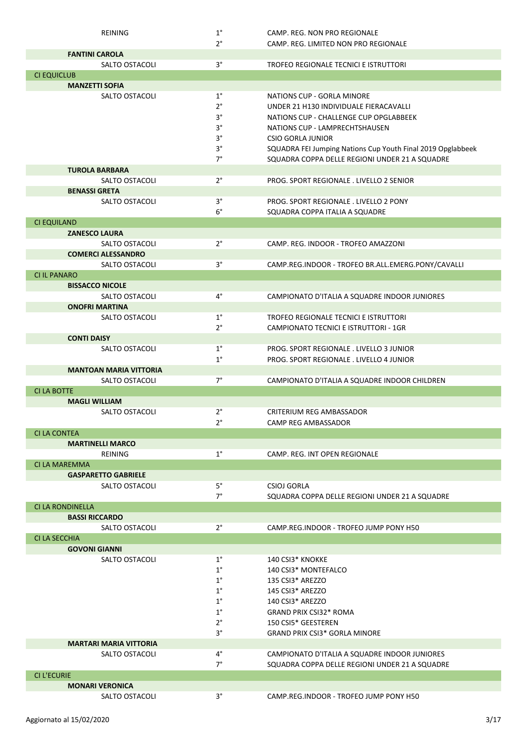| | | |
|---|---|---|
| REINING | 1° | CAMP. REG. NON PRO REGIONALE |
| | 2° | CAMP. REG. LIMITED NON PRO REGIONALE |
| **FANTINI CAROLA** | | |
| SALTO OSTACOLI | 3° | TROFEO REGIONALE TECNICI E ISTRUTTORI |
| CI EQUICLUB | | |
| **MANZETTI SOFIA** | | |
| SALTO OSTACOLI | 1° | NATIONS CUP - GORLA MINORE |
| | 2° | UNDER 21 H130 INDIVIDUALE FIERACAVALLI |
| | 3° | NATIONS CUP - CHALLENGE CUP OPGLABBEEK |
| | 3° | NATIONS CUP - LAMPRECHTSHAUSEN |
| | 3° | CSIO GORLA JUNIOR |
| | 3° | SQUADRA FEI Jumping Nations Cup Youth Final 2019 Opglabbeek |
| | 7° | SQUADRA COPPA DELLE REGIONI UNDER 21 A SQUADRE |
| **TUROLA BARBARA** | | |
| SALTO OSTACOLI | 2° | PROG. SPORT REGIONALE . LIVELLO 2 SENIOR |
| **BENASSI GRETA** | | |
| SALTO OSTACOLI | 3° | PROG. SPORT REGIONALE . LIVELLO 2 PONY |
| | 6° | SQUADRA COPPA ITALIA A SQUADRE |
| CI EQUILAND | | |
| **ZANESCO LAURA** | | |
| SALTO OSTACOLI | 2° | CAMP. REG. INDOOR - TROFEO AMAZZONI |
| **COMERCI ALESSANDRO** | | |
| SALTO OSTACOLI | 3° | CAMP.REG.INDOOR - TROFEO BR.ALL.EMERG.PONY/CAVALLI |
| CI IL PANARO | | |
| **BISSACCO NICOLE** | | |
| SALTO OSTACOLI | 4° | CAMPIONATO D'ITALIA A SQUADRE INDOOR JUNIORES |
| **ONOFRI MARTINA** | | |
| SALTO OSTACOLI | 1° | TROFEO REGIONALE TECNICI E ISTRUTTORI |
| | 2° | CAMPIONATO TECNICI E ISTRUTTORI - 1GR |
| **CONTI DAISY** | | |
| SALTO OSTACOLI | 1° | PROG. SPORT REGIONALE . LIVELLO 3 JUNIOR |
| | 1° | PROG. SPORT REGIONALE . LIVELLO 4 JUNIOR |
| **MANTOAN MARIA VITTORIA** | | |
| SALTO OSTACOLI | 7° | CAMPIONATO D'ITALIA A SQUADRE INDOOR CHILDREN |
| CI LA BOTTE | | |
| **MAGLI WILLIAM** | | |
| SALTO OSTACOLI | 2° | CRITERIUM REG AMBASSADOR |
| | 2° | CAMP REG AMBASSADOR |
| CI LA CONTEA | | |
| **MARTINELLI MARCO** | | |
| REINING | 1° | CAMP. REG. INT OPEN REGIONALE |
| CI LA MAREMMA | | |
| **GASPARETTO GABRIELE** | | |
| SALTO OSTACOLI | 5° | CSIOJ GORLA |
| | 7° | SQUADRA COPPA DELLE REGIONI UNDER 21 A SQUADRE |
| CI LA RONDINELLA | | |
| **BASSI RICCARDO** | | |
| SALTO OSTACOLI | 2° | CAMP.REG.INDOOR - TROFEO JUMP PONY H50 |
| CI LA SECCHIA | | |
| **GOVONI GIANNI** | | |
| SALTO OSTACOLI | 1° | 140 CSI3* KNOKKE |
| | 1° | 140 CSI3* MONTEFALCO |
| | 1° | 135 CSI3* AREZZO |
| | 1° | 145 CSI3* AREZZO |
| | 1° | 140 CSI3* AREZZO |
| | 1° | GRAND PRIX CSI32* ROMA |
| | 2° | 150 CSI5* GEESTEREN |
| | 3° | GRAND PRIX CSI3* GORLA MINORE |
| **MARTARI MARIA VITTORIA** | | |
| SALTO OSTACOLI | 4° | CAMPIONATO D'ITALIA A SQUADRE INDOOR JUNIORES |
| | 7° | SQUADRA COPPA DELLE REGIONI UNDER 21 A SQUADRE |
| CI L'ECURIE | | |
| **MONARI VERONICA** | | |
| SALTO OSTACOLI | 3° | CAMP.REG.INDOOR - TROFEO JUMP PONY H50 |

Aggiornato al 15/02/2020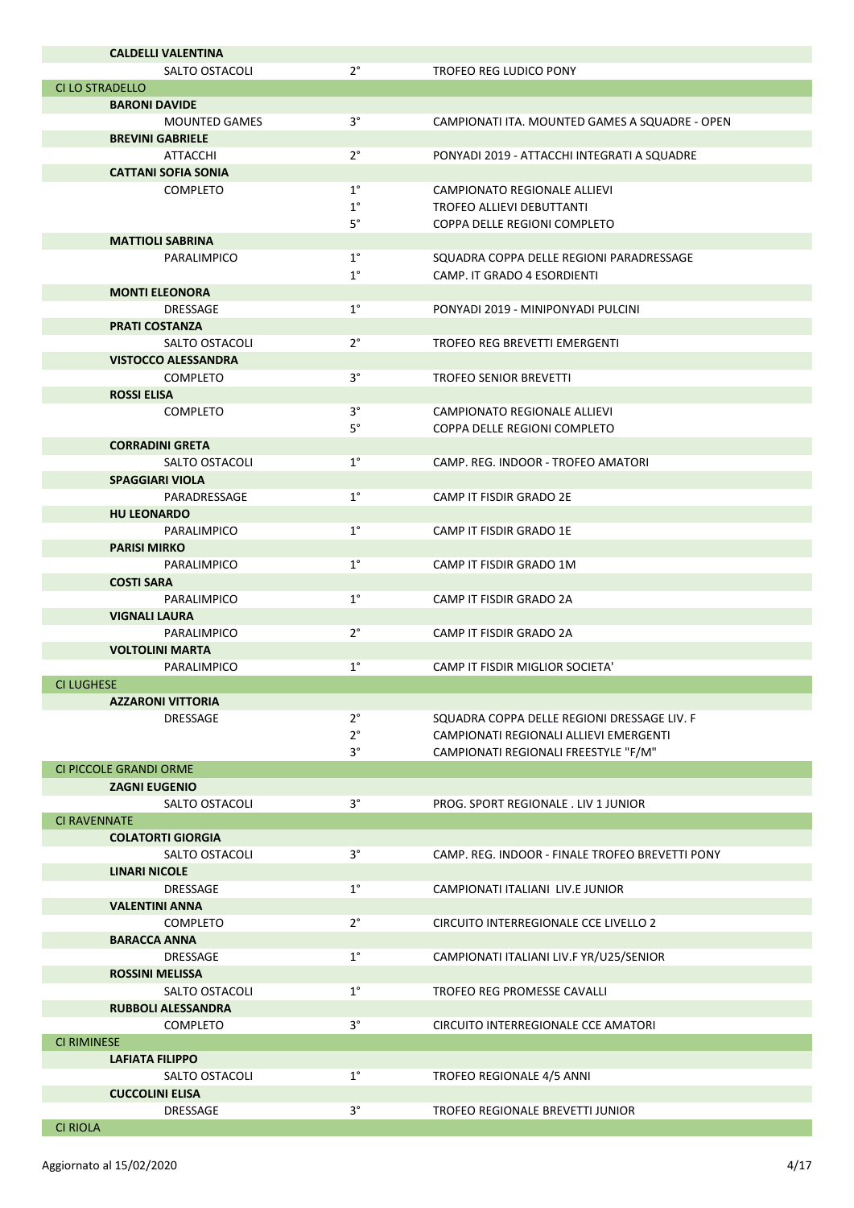| | | | |
|---|---|---|---|
| **CALDELLI VALENTINA** | | | |
| | SALTO OSTACOLI | 2° | TROFEO REG LUDICO PONY |
| CI LO STRADELLO | | | |
| **BARONI DAVIDE** | | | |
| | MOUNTED GAMES | 3° | CAMPIONATI ITA. MOUNTED GAMES A SQUADRE - OPEN |
| **BREVINI GABRIELE** | | | |
| | ATTACCHI | 2° | PONYADI 2019 - ATTACCHI INTEGRATI A SQUADRE |
| **CATTANI SOFIA SONIA** | | | |
| | COMPLETO | 1° | CAMPIONATO REGIONALE ALLIEVI |
| | | 1° | TROFEO ALLIEVI DEBUTTANTI |
| | | 5° | COPPA DELLE REGIONI COMPLETO |
| **MATTIOLI SABRINA** | | | |
| | PARALIMPICO | 1° | SQUADRA COPPA DELLE REGIONI PARADRESSAGE |
| | | 1° | CAMP. IT GRADO 4 ESORDIENTI |
| **MONTI ELEONORA** | | | |
| | DRESSAGE | 1° | PONYADI 2019 - MINIPONYADI PULCINI |
| **PRATI COSTANZA** | | | |
| | SALTO OSTACOLI | 2° | TROFEO REG BREVETTI EMERGENTI |
| **VISTOCCO ALESSANDRA** | | | |
| | COMPLETO | 3° | TROFEO SENIOR BREVETTI |
| **ROSSI ELISA** | | | |
| | COMPLETO | 3° | CAMPIONATO REGIONALE ALLIEVI |
| | | 5° | COPPA DELLE REGIONI COMPLETO |
| **CORRADINI GRETA** | | | |
| | SALTO OSTACOLI | 1° | CAMP. REG. INDOOR - TROFEO AMATORI |
| **SPAGGIARI VIOLA** | | | |
| | PARADRESSAGE | 1° | CAMP IT FISDIR GRADO 2E |
| **HU LEONARDO** | | | |
| | PARALIMPICO | 1° | CAMP IT FISDIR GRADO 1E |
| **PARISI MIRKO** | | | |
| | PARALIMPICO | 1° | CAMP IT FISDIR GRADO 1M |
| **COSTI SARA** | | | |
| | PARALIMPICO | 1° | CAMP IT FISDIR GRADO 2A |
| **VIGNALI LAURA** | | | |
| | PARALIMPICO | 2° | CAMP IT FISDIR GRADO 2A |
| **VOLTOLINI MARTA** | | | |
| | PARALIMPICO | 1° | CAMP IT FISDIR MIGLIOR SOCIETA' |
| CI LUGHESE | | | |
| **AZZARONI VITTORIA** | | | |
| | DRESSAGE | 2° | SQUADRA COPPA DELLE REGIONI DRESSAGE LIV. F |
| | | 2° | CAMPIONATI REGIONALI ALLIEVI EMERGENTI |
| | | 3° | CAMPIONATI REGIONALI FREESTYLE "F/M" |
| CI PICCOLE GRANDI ORME | | | |
| **ZAGNI EUGENIO** | | | |
| | SALTO OSTACOLI | 3° | PROG. SPORT REGIONALE . LIV 1 JUNIOR |
| CI RAVENNATE | | | |
| **COLATORTI GIORGIA** | | | |
| | SALTO OSTACOLI | 3° | CAMP. REG. INDOOR - FINALE TROFEO BREVETTI PONY |
| **LINARI NICOLE** | | | |
| | DRESSAGE | 1° | CAMPIONATI ITALIANI LIV.E JUNIOR |
| **VALENTINI ANNA** | | | |
| | COMPLETO | 2° | CIRCUITO INTERREGIONALE CCE LIVELLO 2 |
| **BARACCA ANNA** | | | |
| | DRESSAGE | 1° | CAMPIONATI ITALIANI LIV.F YR/U25/SENIOR |
| **ROSSINI MELISSA** | | | |
| | SALTO OSTACOLI | 1° | TROFEO REG PROMESSE CAVALLI |
| **RUBBOLI ALESSANDRA** | | | |
| | COMPLETO | 3° | CIRCUITO INTERREGIONALE CCE AMATORI |
| CI RIMINESE | | | |
| **LAFIATA FILIPPO** | | | |
| | SALTO OSTACOLI | 1° | TROFEO REGIONALE 4/5 ANNI |
| **CUCCOLINI ELISA** | | | |
| | DRESSAGE | 3° | TROFEO REGIONALE BREVETTI JUNIOR |
| CI RIOLA | | | |

Aggiornato al 15/02/2020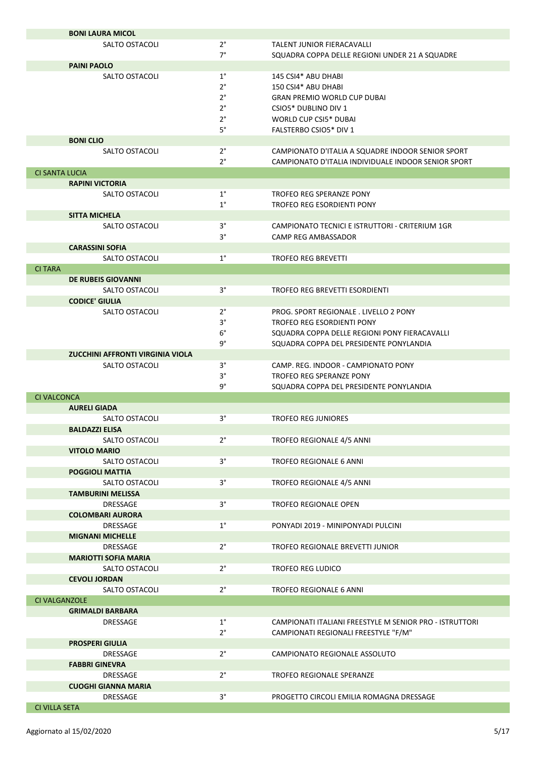| | | | |
|---|---|---|---|
| | **BONI LAURA MICOL** | | |
| | SALTO OSTACOLI | 2° | TALENT JUNIOR FIERACAVALLI |
| | | 7° | SQUADRA COPPA DELLE REGIONI UNDER 21 A SQUADRE |
| | **PAINI PAOLO** | | |
| | SALTO OSTACOLI | 1° | 145 CSI4* ABU DHABI |
| | | 2° | 150 CSI4* ABU DHABI |
| | | 2° | GRAN PREMIO WORLD CUP DUBAI |
| | | 2° | CSIO5* DUBLINO DIV 1 |
| | | 2° | WORLD CUP CSI5* DUBAI |
| | | 5° | FALSTERBO CSIO5* DIV 1 |
| | **BONI CLIO** | | |
| | SALTO OSTACOLI | 2° | CAMPIONATO D'ITALIA A SQUADRE INDOOR SENIOR SPORT |
| | | 2° | CAMPIONATO D'ITALIA INDIVIDUALE INDOOR SENIOR SPORT |
| CI SANTA LUCIA | | | |
| | **RAPINI VICTORIA** | | |
| | SALTO OSTACOLI | 1° | TROFEO REG SPERANZE PONY |
| | | 1° | TROFEO REG ESORDIENTI PONY |
| | **SITTA MICHELA** | | |
| | SALTO OSTACOLI | 3° | CAMPIONATO TECNICI E ISTRUTTORI - CRITERIUM 1GR |
| | | 3° | CAMP REG AMBASSADOR |
| | **CARASSINI SOFIA** | | |
| | SALTO OSTACOLI | 1° | TROFEO REG BREVETTI |
| CI TARA | | | |
| | **DE RUBEIS GIOVANNI** | | |
| | SALTO OSTACOLI | 3° | TROFEO REG BREVETTI ESORDIENTI |
| | **CODICE' GIULIA** | | |
| | SALTO OSTACOLI | 2° | PROG. SPORT REGIONALE . LIVELLO 2 PONY |
| | | 3° | TROFEO REG ESORDIENTI PONY |
| | | 6° | SQUADRA COPPA DELLE REGIONI PONY FIERACAVALLI |
| | | 9° | SQUADRA COPPA DEL PRESIDENTE PONYLANDIA |
| | **ZUCCHINI AFFRONTI VIRGINIA VIOLA** | | |
| | SALTO OSTACOLI | 3° | CAMP. REG. INDOOR - CAMPIONATO PONY |
| | | 3° | TROFEO REG SPERANZE PONY |
| | | 9° | SQUADRA COPPA DEL PRESIDENTE PONYLANDIA |
| CI VALCONCA | | | |
| | **AURELI GIADA** | | |
| | SALTO OSTACOLI | 3° | TROFEO REG JUNIORES |
| | **BALDAZZI ELISA** | | |
| | SALTO OSTACOLI | 2° | TROFEO REGIONALE 4/5 ANNI |
| | **VITOLO MARIO** | | |
| | SALTO OSTACOLI | 3° | TROFEO REGIONALE 6 ANNI |
| | **POGGIOLI MATTIA** | | |
| | SALTO OSTACOLI | 3° | TROFEO REGIONALE 4/5 ANNI |
| | **TAMBURINI MELISSA** | | |
| | DRESSAGE | 3° | TROFEO REGIONALE OPEN |
| | **COLOMBARI AURORA** | | |
| | DRESSAGE | 1° | PONYADI 2019 - MINIPONYADI PULCINI |
| | **MIGNANI MICHELLE** | | |
| | DRESSAGE | 2° | TROFEO REGIONALE BREVETTI JUNIOR |
| | **MARIOTTI SOFIA MARIA** | | |
| | SALTO OSTACOLI | 2° | TROFEO REG LUDICO |
| | **CEVOLI JORDAN** | | |
| | SALTO OSTACOLI | 2° | TROFEO REGIONALE 6 ANNI |
| CI VALGANZOLE | | | |
| | **GRIMALDI BARBARA** | | |
| | DRESSAGE | 1° | CAMPIONATI ITALIANI FREESTYLE M SENIOR PRO - ISTRUTTORI |
| | | 2° | CAMPIONATI REGIONALI FREESTYLE "F/M" |
| | **PROSPERI GIULIA** | | |
| | DRESSAGE | 2° | CAMPIONATO REGIONALE ASSOLUTO |
| | **FABBRI GINEVRA** | | |
| | DRESSAGE | 2° | TROFEO REGIONALE SPERANZE |
| | **CUOGHI GIANNA MARIA** | | |
| | DRESSAGE | 3° | PROGETTO CIRCOLI EMILIA ROMAGNA DRESSAGE |
| CI VILLA SETA | | | |

Aggiornato al 15/02/2020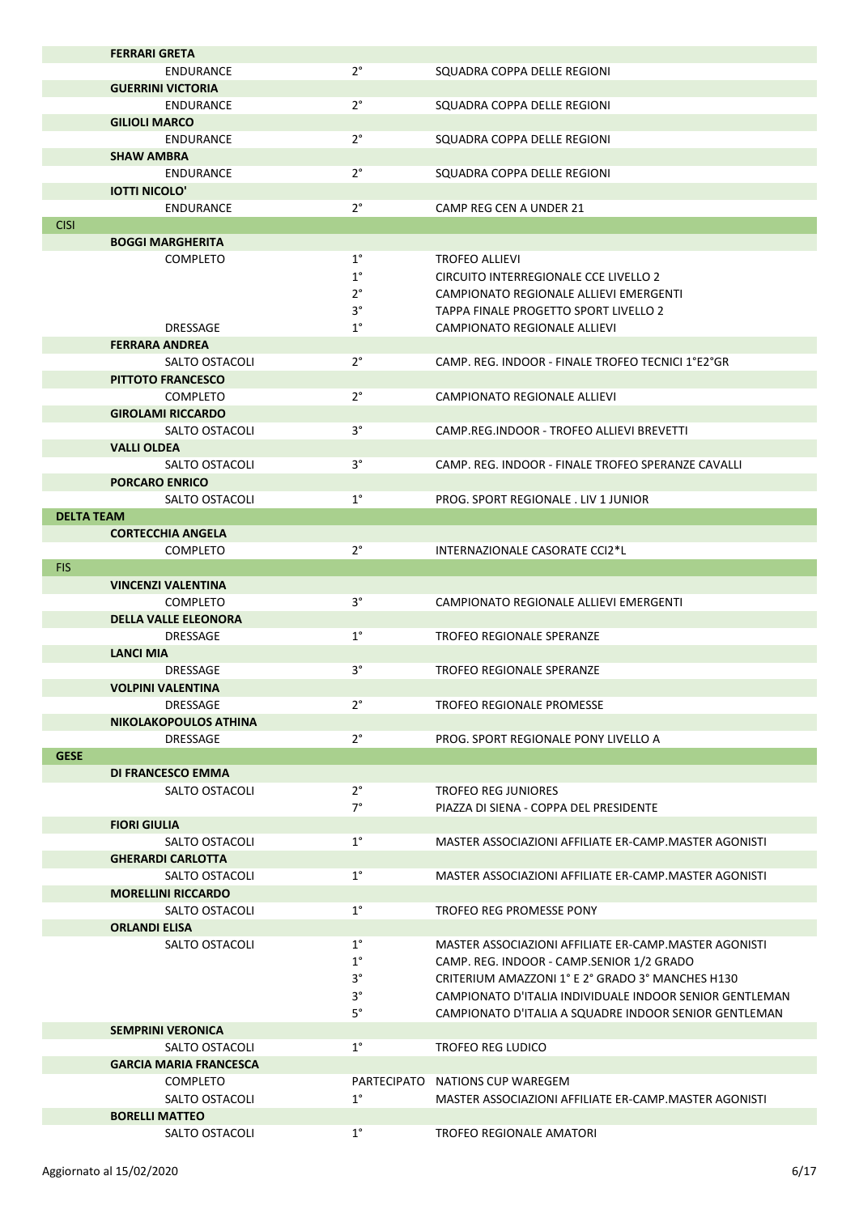| | | | |
|---|---|---|---|
| | **FERRARI GRETA** | | |
| | ENDURANCE | 2° | SQUADRA COPPA DELLE REGIONI |
| | **GUERRINI VICTORIA** | | |
| | ENDURANCE | 2° | SQUADRA COPPA DELLE REGIONI |
| | **GILIOLI MARCO** | | |
| | ENDURANCE | 2° | SQUADRA COPPA DELLE REGIONI |
| | **SHAW AMBRA** | | |
| | ENDURANCE | 2° | SQUADRA COPPA DELLE REGIONI |
| | **IOTTI NICOLO'** | | |
| | ENDURANCE | 2° | CAMP REG CEN A UNDER 21 |
| CISI | | | |
| | **BOGGI MARGHERITA** | | |
| | COMPLETO | 1° | TROFEO ALLIEVI |
| | | 1° | CIRCUITO INTERREGIONALE CCE LIVELLO 2 |
| | | 2° | CAMPIONATO REGIONALE ALLIEVI EMERGENTI |
| | | 3° | TAPPA FINALE PROGETTO SPORT LIVELLO 2 |
| | DRESSAGE | 1° | CAMPIONATO REGIONALE ALLIEVI |
| | **FERRARA ANDREA** | | |
| | SALTO OSTACOLI | 2° | CAMP. REG. INDOOR - FINALE TROFEO TECNICI 1°E2°GR |
| | **PITTOTO FRANCESCO** | | |
| | COMPLETO | 2° | CAMPIONATO REGIONALE ALLIEVI |
| | **GIROLAMI RICCARDO** | | |
| | SALTO OSTACOLI | 3° | CAMP.REG.INDOOR - TROFEO ALLIEVI BREVETTI |
| | **VALLI OLDEA** | | |
| | SALTO OSTACOLI | 3° | CAMP. REG. INDOOR - FINALE TROFEO SPERANZE CAVALLI |
| | **PORCARO ENRICO** | | |
| | SALTO OSTACOLI | 1° | PROG. SPORT REGIONALE . LIV 1 JUNIOR |
| **DELTA TEAM** | | | |
| | **CORTECCHIA ANGELA** | | |
| | COMPLETO | 2° | INTERNAZIONALE CASORATE CCI2*L |
| FIS | | | |
| | **VINCENZI VALENTINA** | | |
| | COMPLETO | 3° | CAMPIONATO REGIONALE ALLIEVI EMERGENTI |
| | **DELLA VALLE ELEONORA** | | |
| | DRESSAGE | 1° | TROFEO REGIONALE SPERANZE |
| | **LANCI MIA** | | |
| | DRESSAGE | 3° | TROFEO REGIONALE SPERANZE |
| | **VOLPINI VALENTINA** | | |
| | DRESSAGE | 2° | TROFEO REGIONALE PROMESSE |
| | **NIKOLAKOPOULOS ATHINA** | | |
| | DRESSAGE | 2° | PROG. SPORT REGIONALE PONY LIVELLO A |
| **GESE** | | | |
| | **DI FRANCESCO EMMA** | | |
| | SALTO OSTACOLI | 2° | TROFEO REG JUNIORES |
| | | 7° | PIAZZA DI SIENA - COPPA DEL PRESIDENTE |
| | **FIORI GIULIA** | | |
| | SALTO OSTACOLI | 1° | MASTER ASSOCIAZIONI AFFILIATE ER-CAMP.MASTER AGONISTI |
| | **GHERARDI CARLOTTA** | | |
| | SALTO OSTACOLI | 1° | MASTER ASSOCIAZIONI AFFILIATE ER-CAMP.MASTER AGONISTI |
| | **MORELLINI RICCARDO** | | |
| | SALTO OSTACOLI | 1° | TROFEO REG PROMESSE PONY |
| | **ORLANDI ELISA** | | |
| | SALTO OSTACOLI | 1° | MASTER ASSOCIAZIONI AFFILIATE ER-CAMP.MASTER AGONISTI |
| | | 1° | CAMP. REG. INDOOR - CAMP.SENIOR 1/2 GRADO |
| | | 3° | CRITERIUM AMAZZONI 1° E 2° GRADO 3° MANCHES H130 |
| | | 3° | CAMPIONATO D'ITALIA INDIVIDUALE INDOOR SENIOR GENTLEMAN |
| | | 5° | CAMPIONATO D'ITALIA A SQUADRE INDOOR SENIOR GENTLEMAN |
| | **SEMPRINI VERONICA** | | |
| | SALTO OSTACOLI | 1° | TROFEO REG LUDICO |
| | **GARCIA MARIA FRANCESCA** | | |
| | COMPLETO | PARTECIPATO | NATIONS CUP WAREGEM |
| | SALTO OSTACOLI | 1° | MASTER ASSOCIAZIONI AFFILIATE ER-CAMP.MASTER AGONISTI |
| | **BORELLI MATTEO** | | |
| | SALTO OSTACOLI | 1° | TROFEO REGIONALE AMATORI |

Aggiornato al 15/02/2020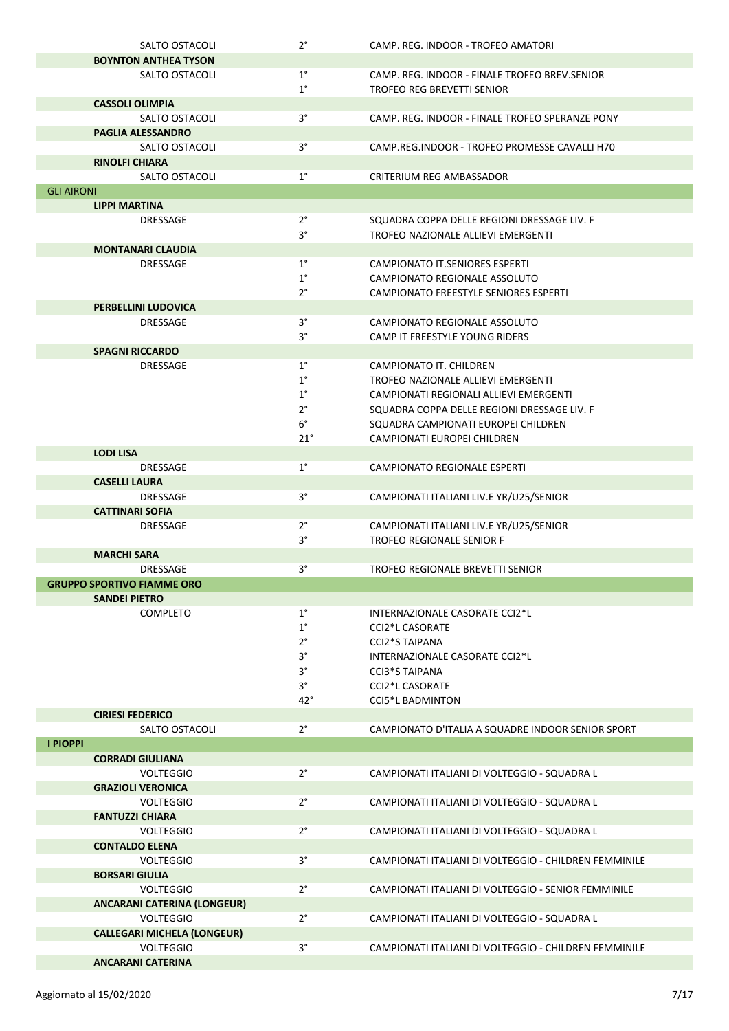| | | |
|---|---|---|
| SALTO OSTACOLI | 2° | CAMP. REG. INDOOR - TROFEO AMATORI |
| **BOYNTON ANTHEA TYSON** | | |
| SALTO OSTACOLI | 1° | CAMP. REG. INDOOR - FINALE TROFEO BREV.SENIOR |
| | 1° | TROFEO REG BREVETTI SENIOR |
| **CASSOLI OLIMPIA** | | |
| SALTO OSTACOLI | 3° | CAMP. REG. INDOOR - FINALE TROFEO SPERANZE PONY |
| **PAGLIA ALESSANDRO** | | |
| SALTO OSTACOLI | 3° | CAMP.REG.INDOOR - TROFEO PROMESSE CAVALLI H70 |
| **RINOLFI CHIARA** | | |
| SALTO OSTACOLI | 1° | CRITERIUM REG AMBASSADOR |
| GLI AIRONI | | |
| **LIPPI MARTINA** | | |
| DRESSAGE | 2° | SQUADRA COPPA DELLE REGIONI DRESSAGE LIV. F |
| | 3° | TROFEO NAZIONALE ALLIEVI EMERGENTI |
| **MONTANARI CLAUDIA** | | |
| DRESSAGE | 1° | CAMPIONATO IT.SENIORES ESPERTI |
| | 1° | CAMPIONATO REGIONALE ASSOLUTO |
| | 2° | CAMPIONATO FREESTYLE SENIORES ESPERTI |
| **PERBELLINI LUDOVICA** | | |
| DRESSAGE | 3° | CAMPIONATO REGIONALE ASSOLUTO |
| | 3° | CAMP IT FREESTYLE YOUNG RIDERS |
| **SPAGNI RICCARDO** | | |
| DRESSAGE | 1° | CAMPIONATO IT. CHILDREN |
| | 1° | TROFEO NAZIONALE ALLIEVI EMERGENTI |
| | 1° | CAMPIONATI REGIONALI ALLIEVI EMERGENTI |
| | 2° | SQUADRA COPPA DELLE REGIONI DRESSAGE LIV. F |
| | 6° | SQUADRA CAMPIONATI EUROPEI CHILDREN |
| | 21° | CAMPIONATI EUROPEI CHILDREN |
| **LODI LISA** | | |
| DRESSAGE | 1° | CAMPIONATO REGIONALE ESPERTI |
| **CASELLI LAURA** | | |
| DRESSAGE | 3° | CAMPIONATI ITALIANI LIV.E YR/U25/SENIOR |
| **CATTINARI SOFIA** | | |
| DRESSAGE | 2° | CAMPIONATI ITALIANI LIV.E YR/U25/SENIOR |
| | 3° | TROFEO REGIONALE SENIOR F |
| **MARCHI SARA** | | |
| DRESSAGE | 3° | TROFEO REGIONALE BREVETTI SENIOR |
| **GRUPPO SPORTIVO FIAMME ORO** | | |
| **SANDEI PIETRO** | | |
| COMPLETO | 1° | INTERNAZIONALE CASORATE CCI2*L |
| | 1° | CCI2*L CASORATE |
| | 2° | CCI2*S TAIPANA |
| | 3° | INTERNAZIONALE CASORATE CCI2*L |
| | 3° | CCI3*S TAIPANA |
| | 3° | CCI2*L CASORATE |
| | 42° | CCI5*L BADMINTON |
| **CIRIESI FEDERICO** | | |
| SALTO OSTACOLI | 2° | CAMPIONATO D'ITALIA A SQUADRE INDOOR SENIOR SPORT |
| **I PIOPPI** | | |
| **CORRADI GIULIANA** | | |
| VOLTEGGIO | 2° | CAMPIONATI ITALIANI DI VOLTEGGIO - SQUADRA L |
| **GRAZIOLI VERONICA** | | |
| VOLTEGGIO | 2° | CAMPIONATI ITALIANI DI VOLTEGGIO - SQUADRA L |
| **FANTUZZI CHIARA** | | |
| VOLTEGGIO | 2° | CAMPIONATI ITALIANI DI VOLTEGGIO - SQUADRA L |
| **CONTALDO ELENA** | | |
| VOLTEGGIO | 3° | CAMPIONATI ITALIANI DI VOLTEGGIO - CHILDREN FEMMINILE |
| **BORSARI GIULIA** | | |
| VOLTEGGIO | 2° | CAMPIONATI ITALIANI DI VOLTEGGIO - SENIOR FEMMINILE |
| **ANCARANI CATERINA (LONGEUR)** | | |
| VOLTEGGIO | 2° | CAMPIONATI ITALIANI DI VOLTEGGIO - SQUADRA L |
| **CALLEGARI MICHELA (LONGEUR)** | | |
| VOLTEGGIO | 3° | CAMPIONATI ITALIANI DI VOLTEGGIO - CHILDREN FEMMINILE |
| **ANCARANI CATERINA** | | |

Aggiornato al 15/02/2020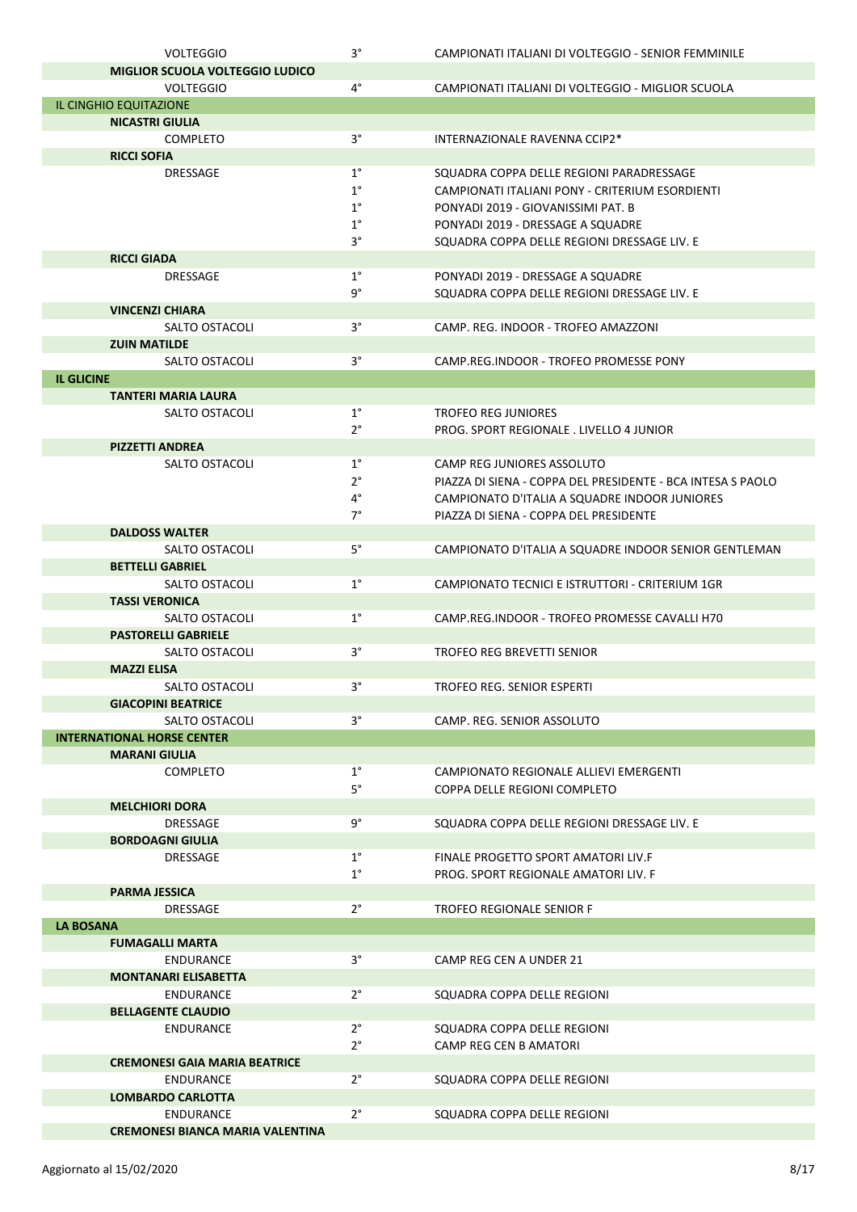| | | |
|---|---|---|
| VOLTEGGIO | 3° | CAMPIONATI ITALIANI DI VOLTEGGIO - SENIOR FEMMINILE |
| **MIGLIOR SCUOLA VOLTEGGIO LUDICO** | | |
| VOLTEGGIO | 4° | CAMPIONATI ITALIANI DI VOLTEGGIO - MIGLIOR SCUOLA |
| IL CINGHIO EQUITAZIONE | | |
| **NICASTRI GIULIA** | | |
| COMPLETO | 3° | INTERNAZIONALE RAVENNA CCIP2* |
| **RICCI SOFIA** | | |
| DRESSAGE | 1° | SQUADRA COPPA DELLE REGIONI PARADRESSAGE |
| | 1° | CAMPIONATI ITALIANI PONY - CRITERIUM ESORDIENTI |
| | 1° | PONYADI 2019 - GIOVANISSIMI PAT. B |
| | 1° | PONYADI 2019 - DRESSAGE A SQUADRE |
| | 3° | SQUADRA COPPA DELLE REGIONI DRESSAGE LIV. E |
| **RICCI GIADA** | | |
| DRESSAGE | 1° | PONYADI 2019 - DRESSAGE A SQUADRE |
| | 9° | SQUADRA COPPA DELLE REGIONI DRESSAGE LIV. E |
| **VINCENZI CHIARA** | | |
| SALTO OSTACOLI | 3° | CAMP. REG. INDOOR - TROFEO AMAZZONI |
| **ZUIN MATILDE** | | |
| SALTO OSTACOLI | 3° | CAMP.REG.INDOOR - TROFEO PROMESSE PONY |
| **IL GLICINE** | | |
| **TANTERI MARIA LAURA** | | |
| SALTO OSTACOLI | 1° | TROFEO REG JUNIORES |
| | 2° | PROG. SPORT REGIONALE . LIVELLO 4 JUNIOR |
| **PIZZETTI ANDREA** | | |
| SALTO OSTACOLI | 1° | CAMP REG JUNIORES ASSOLUTO |
| | 2° | PIAZZA DI SIENA - COPPA DEL PRESIDENTE - BCA INTESA S PAOLO |
| | 4° | CAMPIONATO D'ITALIA A SQUADRE INDOOR JUNIORES |
| | 7° | PIAZZA DI SIENA - COPPA DEL PRESIDENTE |
| **DALDOSS WALTER** | | |
| SALTO OSTACOLI | 5° | CAMPIONATO D'ITALIA A SQUADRE INDOOR SENIOR GENTLEMAN |
| **BETTELLI GABRIEL** | | |
| SALTO OSTACOLI | 1° | CAMPIONATO TECNICI E ISTRUTTORI - CRITERIUM 1GR |
| **TASSI VERONICA** | | |
| SALTO OSTACOLI | 1° | CAMP.REG.INDOOR - TROFEO PROMESSE CAVALLI H70 |
| **PASTORELLI GABRIELE** | | |
| SALTO OSTACOLI | 3° | TROFEO REG BREVETTI SENIOR |
| **MAZZI ELISA** | | |
| SALTO OSTACOLI | 3° | TROFEO REG. SENIOR ESPERTI |
| **GIACOPINI BEATRICE** | | |
| SALTO OSTACOLI | 3° | CAMP. REG. SENIOR ASSOLUTO |
| **INTERNATIONAL HORSE CENTER** | | |
| **MARANI GIULIA** | | |
| COMPLETO | 1° | CAMPIONATO REGIONALE ALLIEVI EMERGENTI |
| | 5° | COPPA DELLE REGIONI COMPLETO |
| **MELCHIORI DORA** | | |
| DRESSAGE | 9° | SQUADRA COPPA DELLE REGIONI DRESSAGE LIV. E |
| **BORDOAGNI GIULIA** | | |
| DRESSAGE | 1° | FINALE PROGETTO SPORT AMATORI LIV.F |
| | 1° | PROG. SPORT REGIONALE AMATORI LIV. F |
| **PARMA JESSICA** | | |
| DRESSAGE | 2° | TROFEO REGIONALE SENIOR F |
| **LA BOSANA** | | |
| **FUMAGALLI MARTA** | | |
| ENDURANCE | 3° | CAMP REG CEN A UNDER 21 |
| **MONTANARI ELISABETTA** | | |
| ENDURANCE | 2° | SQUADRA COPPA DELLE REGIONI |
| **BELLAGENTE CLAUDIO** | | |
| ENDURANCE | 2° | SQUADRA COPPA DELLE REGIONI |
| | 2° | CAMP REG CEN B AMATORI |
| **CREMONESI GAIA MARIA BEATRICE** | | |
| ENDURANCE | 2° | SQUADRA COPPA DELLE REGIONI |
| **LOMBARDO CARLOTTA** | | |
| ENDURANCE | 2° | SQUADRA COPPA DELLE REGIONI |
| **CREMONESI BIANCA MARIA VALENTINA** | | |

Aggiornato al 15/02/2020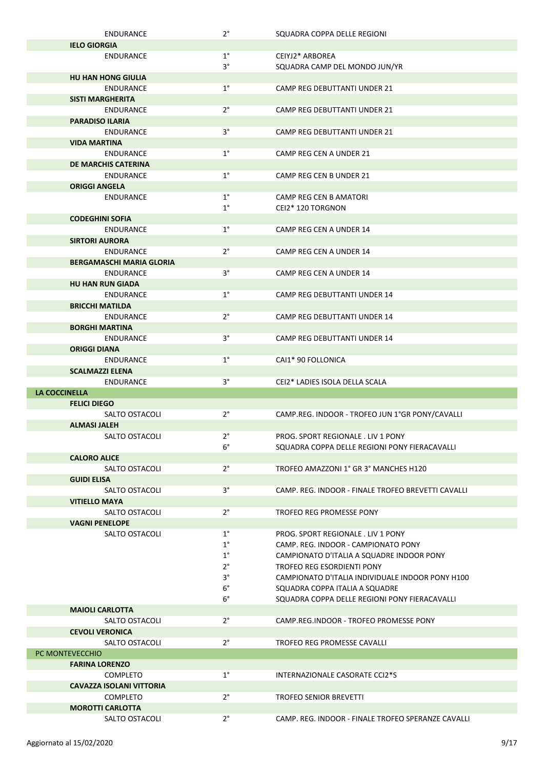| | | |
|---|---|---|
| ENDURANCE | 2° | SQUADRA COPPA DELLE REGIONI |
| **IELO GIORGIA** | | |
| ENDURANCE | 1° | CEIYJ2* ARBOREA |
| | 3° | SQUADRA CAMP DEL MONDO JUN/YR |
| **HU HAN HONG GIULIA** | | |
| ENDURANCE | 1° | CAMP REG DEBUTTANTI UNDER 21 |
| **SISTI MARGHERITA** | | |
| ENDURANCE | 2° | CAMP REG DEBUTTANTI UNDER 21 |
| **PARADISO ILARIA** | | |
| ENDURANCE | 3° | CAMP REG DEBUTTANTI UNDER 21 |
| **VIDA MARTINA** | | |
| ENDURANCE | 1° | CAMP REG CEN A UNDER 21 |
| **DE MARCHIS CATERINA** | | |
| ENDURANCE | 1° | CAMP REG CEN B UNDER 21 |
| **ORIGGI ANGELA** | | |
| ENDURANCE | 1° | CAMP REG CEN B AMATORI |
| | 1° | CEI2* 120 TORGNON |
| **CODEGHINI SOFIA** | | |
| ENDURANCE | 1° | CAMP REG CEN A UNDER 14 |
| **SIRTORI AURORA** | | |
| ENDURANCE | 2° | CAMP REG CEN A UNDER 14 |
| **BERGAMASCHI MARIA GLORIA** | | |
| ENDURANCE | 3° | CAMP REG CEN A UNDER 14 |
| **HU HAN RUN GIADA** | | |
| ENDURANCE | 1° | CAMP REG DEBUTTANTI UNDER 14 |
| **BRICCHI MATILDA** | | |
| ENDURANCE | 2° | CAMP REG DEBUTTANTI UNDER 14 |
| **BORGHI MARTINA** | | |
| ENDURANCE | 3° | CAMP REG DEBUTTANTI UNDER 14 |
| **ORIGGI DIANA** | | |
| ENDURANCE | 1° | CAI1* 90 FOLLONICA |
| **SCALMAZZI ELENA** | | |
| ENDURANCE | 3° | CEI2* LADIES ISOLA DELLA SCALA |
| **LA COCCINELLA** | | |
| **FELICI DIEGO** | | |
| SALTO OSTACOLI | 2° | CAMP.REG. INDOOR - TROFEO JUN 1°GR PONY/CAVALLI |
| **ALMASI JALEH** | | |
| SALTO OSTACOLI | 2° | PROG. SPORT REGIONALE . LIV 1 PONY |
| | 6° | SQUADRA COPPA DELLE REGIONI PONY FIERACAVALLI |
| **CALORO ALICE** | | |
| SALTO OSTACOLI | 2° | TROFEO AMAZZONI 1° GR 3° MANCHES H120 |
| **GUIDI ELISA** | | |
| SALTO OSTACOLI | 3° | CAMP. REG. INDOOR - FINALE TROFEO BREVETTI CAVALLI |
| **VITIELLO MAYA** | | |
| SALTO OSTACOLI | 2° | TROFEO REG PROMESSE PONY |
| **VAGNI PENELOPE** | | |
| SALTO OSTACOLI | 1° | PROG. SPORT REGIONALE . LIV 1 PONY |
| | 1° | CAMP. REG. INDOOR - CAMPIONATO PONY |
| | 1° | CAMPIONATO D'ITALIA A SQUADRE INDOOR PONY |
| | 2° | TROFEO REG ESORDIENTI PONY |
| | 3° | CAMPIONATO D'ITALIA INDIVIDUALE INDOOR PONY H100 |
| | 6° | SQUADRA COPPA ITALIA A SQUADRE |
| | 6° | SQUADRA COPPA DELLE REGIONI PONY FIERACAVALLI |
| **MAIOLI CARLOTTA** | | |
| SALTO OSTACOLI | 2° | CAMP.REG.INDOOR - TROFEO PROMESSE PONY |
| **CEVOLI VERONICA** | | |
| SALTO OSTACOLI | 2° | TROFEO REG PROMESSE CAVALLI |
| PC MONTEVECCHIO | | |
| **FARINA LORENZO** | | |
| COMPLETO | 1° | INTERNAZIONALE CASORATE CCI2*S |
| **CAVAZZA ISOLANI VITTORIA** | | |
| COMPLETO | 2° | TROFEO SENIOR BREVETTI |
| **MOROTTI CARLOTTA** | | |
| SALTO OSTACOLI | 2° | CAMP. REG. INDOOR - FINALE TROFEO SPERANZE CAVALLI |

Aggiornato al 15/02/2020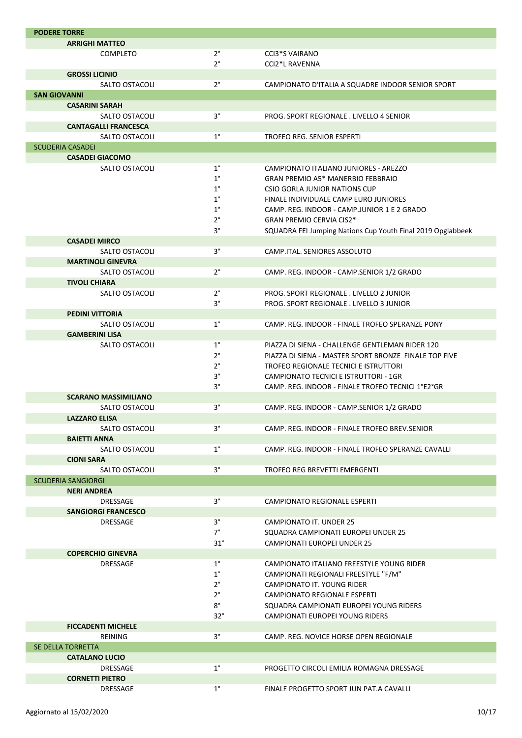| | | |
|---|---|---|
| **PODERE TORRE** | | |
| **ARRIGHI MATTEO** | | |
| COMPLETO | 2° | CCI3*S VAIRANO |
| | 2° | CCI2*L RAVENNA |
| **GROSSI LICINIO** | | |
| SALTO OSTACOLI | 2° | CAMPIONATO D'ITALIA A SQUADRE INDOOR SENIOR SPORT |
| **SAN GIOVANNI** | | |
| **CASARINI SARAH** | | |
| SALTO OSTACOLI | 3° | PROG. SPORT REGIONALE . LIVELLO 4 SENIOR |
| **CANTAGALLI FRANCESCA** | | |
| SALTO OSTACOLI | 1° | TROFEO REG. SENIOR ESPERTI |
| SCUDERIA CASADEI | | |
| **CASADEI GIACOMO** | | |
| SALTO OSTACOLI | 1° | CAMPIONATO ITALIANO JUNIORES - AREZZO |
| | 1° | GRAN PREMIO A5* MANERBIO FEBBRAIO |
| | 1° | CSIO GORLA JUNIOR NATIONS CUP |
| | 1° | FINALE INDIVIDUALE CAMP EURO JUNIORES |
| | 1° | CAMP. REG. INDOOR - CAMP.JUNIOR 1 E 2 GRADO |
| | 2° | GRAN PREMIO CERVIA CIS2* |
| | 3° | SQUADRA FEI Jumping Nations Cup Youth Final 2019 Opglabbeek |
| **CASADEI MIRCO** | | |
| SALTO OSTACOLI | 3° | CAMP.ITAL. SENIORES ASSOLUTO |
| **MARTINOLI GINEVRA** | | |
| SALTO OSTACOLI | 2° | CAMP. REG. INDOOR - CAMP.SENIOR 1/2 GRADO |
| **TIVOLI CHIARA** | | |
| SALTO OSTACOLI | 2° | PROG. SPORT REGIONALE . LIVELLO 2 JUNIOR |
| | 3° | PROG. SPORT REGIONALE . LIVELLO 3 JUNIOR |
| **PEDINI VITTORIA** | | |
| SALTO OSTACOLI | 1° | CAMP. REG. INDOOR - FINALE TROFEO SPERANZE PONY |
| **GAMBERINI LISA** | | |
| SALTO OSTACOLI | 1° | PIAZZA DI SIENA - CHALLENGE GENTLEMAN RIDER 120 |
| | 2° | PIAZZA DI SIENA - MASTER SPORT BRONZE FINALE TOP FIVE |
| | 2° | TROFEO REGIONALE TECNICI E ISTRUTTORI |
| | 3° | CAMPIONATO TECNICI E ISTRUTTORI - 1GR |
| | 3° | CAMP. REG. INDOOR - FINALE TROFEO TECNICI 1°E2°GR |
| **SCARANO MASSIMILIANO** | | |
| SALTO OSTACOLI | 3° | CAMP. REG. INDOOR - CAMP.SENIOR 1/2 GRADO |
| **LAZZARO ELISA** | | |
| SALTO OSTACOLI | 3° | CAMP. REG. INDOOR - FINALE TROFEO BREV.SENIOR |
| **BAIETTI ANNA** | | |
| SALTO OSTACOLI | 1° | CAMP. REG. INDOOR - FINALE TROFEO SPERANZE CAVALLI |
| **CIONI SARA** | | |
| SALTO OSTACOLI | 3° | TROFEO REG BREVETTI EMERGENTI |
| SCUDERIA SANGIORGI | | |
| **NERI ANDREA** | | |
| DRESSAGE | 3° | CAMPIONATO REGIONALE ESPERTI |
| **SANGIORGI FRANCESCO** | | |
| DRESSAGE | 3° | CAMPIONATO IT. UNDER 25 |
| | 7° | SQUADRA CAMPIONATI EUROPEI UNDER 25 |
| | 31° | CAMPIONATI EUROPEI UNDER 25 |
| **COPERCHIO GINEVRA** | | |
| DRESSAGE | 1° | CAMPIONATO ITALIANO FREESTYLE YOUNG RIDER |
| | 1° | CAMPIONATI REGIONALI FREESTYLE "F/M" |
| | 2° | CAMPIONATO IT. YOUNG RIDER |
| | 2° | CAMPIONATO REGIONALE ESPERTI |
| | 8° | SQUADRA CAMPIONATI EUROPEI YOUNG RIDERS |
| | 32° | CAMPIONATI EUROPEI YOUNG RIDERS |
| **FICCADENTI MICHELE** | | |
| REINING | 3° | CAMP. REG. NOVICE HORSE OPEN REGIONALE |
| SE DELLA TORRETTA | | |
| **CATALANO LUCIO** | | |
| DRESSAGE | 1° | PROGETTO CIRCOLI EMILIA ROMAGNA DRESSAGE |
| **CORNETTI PIETRO** | | |
| DRESSAGE | 1° | FINALE PROGETTO SPORT JUN PAT.A CAVALLI |

Aggiornato al 15/02/2020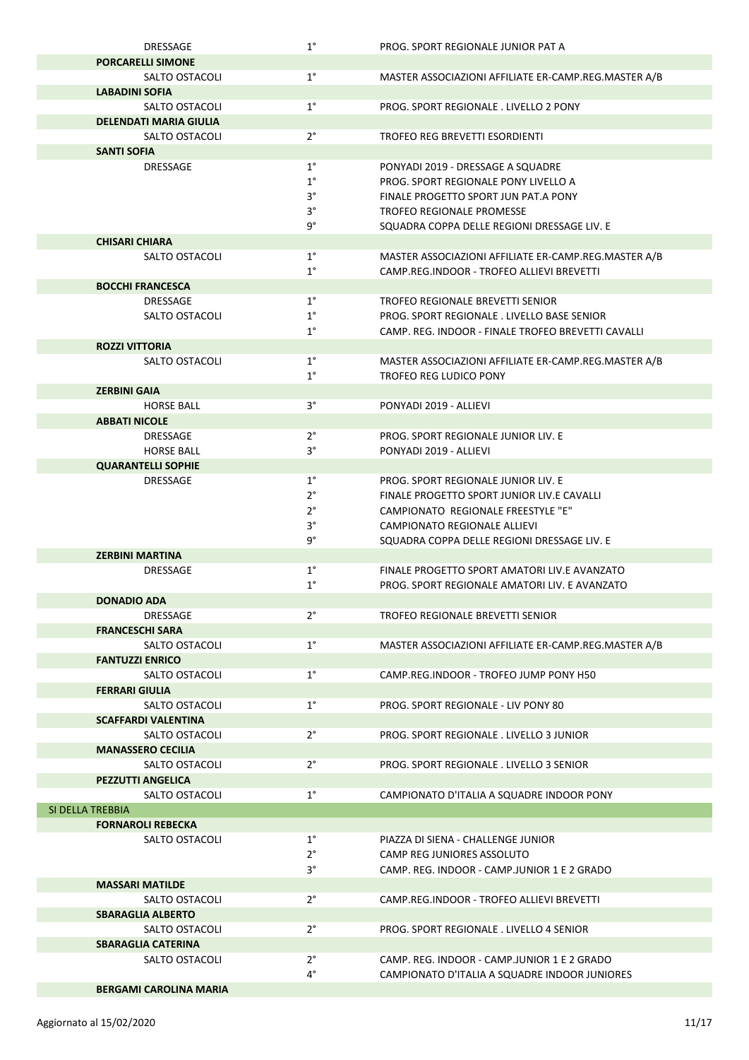| | | | |
|---|---|---|---|
| | DRESSAGE | 1° | PROG. SPORT REGIONALE JUNIOR PAT A |
| **PORCARELLI SIMONE** | | | |
| | SALTO OSTACOLI | 1° | MASTER ASSOCIAZIONI AFFILIATE ER-CAMP.REG.MASTER A/B |
| **LABADINI SOFIA** | | | |
| | SALTO OSTACOLI | 1° | PROG. SPORT REGIONALE . LIVELLO 2 PONY |
| **DELENDATI MARIA GIULIA** | | | |
| | SALTO OSTACOLI | 2° | TROFEO REG BREVETTI ESORDIENTI |
| **SANTI SOFIA** | | | |
| | DRESSAGE | 1° | PONYADI 2019 - DRESSAGE A SQUADRE |
| | | 1° | PROG. SPORT REGIONALE PONY LIVELLO A |
| | | 3° | FINALE PROGETTO SPORT JUN PAT.A PONY |
| | | 3° | TROFEO REGIONALE PROMESSE |
| | | 9° | SQUADRA COPPA DELLE REGIONI DRESSAGE LIV. E |
| **CHISARI CHIARA** | | | |
| | SALTO OSTACOLI | 1° | MASTER ASSOCIAZIONI AFFILIATE ER-CAMP.REG.MASTER A/B |
| | | 1° | CAMP.REG.INDOOR - TROFEO ALLIEVI BREVETTI |
| **BOCCHI FRANCESCA** | | | |
| | DRESSAGE | 1° | TROFEO REGIONALE BREVETTI SENIOR |
| | SALTO OSTACOLI | 1° | PROG. SPORT REGIONALE . LIVELLO BASE SENIOR |
| | | 1° | CAMP. REG. INDOOR - FINALE TROFEO BREVETTI CAVALLI |
| **ROZZI VITTORIA** | | | |
| | SALTO OSTACOLI | 1° | MASTER ASSOCIAZIONI AFFILIATE ER-CAMP.REG.MASTER A/B |
| | | 1° | TROFEO REG LUDICO PONY |
| **ZERBINI GAIA** | | | |
| | HORSE BALL | 3° | PONYADI 2019 - ALLIEVI |
| **ABBATI NICOLE** | | | |
| | DRESSAGE | 2° | PROG. SPORT REGIONALE JUNIOR LIV. E |
| | HORSE BALL | 3° | PONYADI 2019 - ALLIEVI |
| **QUARANTELLI SOPHIE** | | | |
| | DRESSAGE | 1° | PROG. SPORT REGIONALE JUNIOR LIV. E |
| | | 2° | FINALE PROGETTO SPORT JUNIOR LIV.E CAVALLI |
| | | 2° | CAMPIONATO REGIONALE FREESTYLE "E" |
| | | 3° | CAMPIONATO REGIONALE ALLIEVI |
| | | 9° | SQUADRA COPPA DELLE REGIONI DRESSAGE LIV. E |
| **ZERBINI MARTINA** | | | |
| | DRESSAGE | 1° | FINALE PROGETTO SPORT AMATORI LIV.E AVANZATO |
| | | 1° | PROG. SPORT REGIONALE AMATORI LIV. E AVANZATO |
| **DONADIO ADA** | | | |
| | DRESSAGE | 2° | TROFEO REGIONALE BREVETTI SENIOR |
| **FRANCESCHI SARA** | | | |
| | SALTO OSTACOLI | 1° | MASTER ASSOCIAZIONI AFFILIATE ER-CAMP.REG.MASTER A/B |
| **FANTUZZI ENRICO** | | | |
| | SALTO OSTACOLI | 1° | CAMP.REG.INDOOR - TROFEO JUMP PONY H50 |
| **FERRARI GIULIA** | | | |
| | SALTO OSTACOLI | 1° | PROG. SPORT REGIONALE - LIV PONY 80 |
| **SCAFFARDI VALENTINA** | | | |
| | SALTO OSTACOLI | 2° | PROG. SPORT REGIONALE . LIVELLO 3 JUNIOR |
| **MANASSERO CECILIA** | | | |
| | SALTO OSTACOLI | 2° | PROG. SPORT REGIONALE . LIVELLO 3 SENIOR |
| **PEZZUTTI ANGELICA** | | | |
| | SALTO OSTACOLI | 1° | CAMPIONATO D'ITALIA A SQUADRE INDOOR PONY |
| SI DELLA TREBBIA | | | |
| **FORNAROLI REBECKA** | | | |
| | SALTO OSTACOLI | 1° | PIAZZA DI SIENA - CHALLENGE JUNIOR |
| | | 2° | CAMP REG JUNIORES ASSOLUTO |
| | | 3° | CAMP. REG. INDOOR - CAMP.JUNIOR 1 E 2 GRADO |
| **MASSARI MATILDE** | | | |
| | SALTO OSTACOLI | 2° | CAMP.REG.INDOOR - TROFEO ALLIEVI BREVETTI |
| **SBARAGLIA ALBERTO** | | | |
| | SALTO OSTACOLI | 2° | PROG. SPORT REGIONALE . LIVELLO 4 SENIOR |
| **SBARAGLIA CATERINA** | | | |
| | SALTO OSTACOLI | 2° | CAMP. REG. INDOOR - CAMP.JUNIOR 1 E 2 GRADO |
| | | 4° | CAMPIONATO D'ITALIA A SQUADRE INDOOR JUNIORES |
| **BERGAMI CAROLINA MARIA** | | | |

Aggiornato al 15/02/2020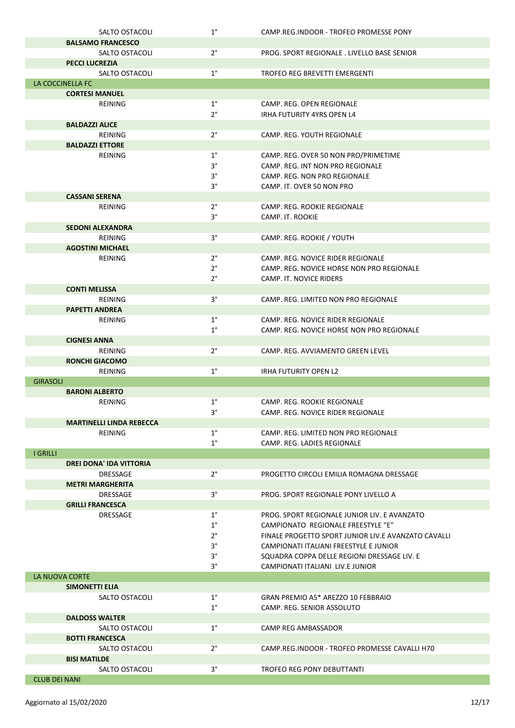| | | |
|---|---|---|
| SALTO OSTACOLI | 1° | CAMP.REG.INDOOR - TROFEO PROMESSE PONY |
| **BALSAMO FRANCESCO** | | |
| SALTO OSTACOLI | 2° | PROG. SPORT REGIONALE . LIVELLO BASE SENIOR |
| **PECCI LUCREZIA** | | |
| SALTO OSTACOLI | 1° | TROFEO REG BREVETTI EMERGENTI |
| LA COCCINELLA FC | | |
| **CORTESI MANUEL** | | |
| REINING | 1° | CAMP. REG. OPEN REGIONALE |
| | 2° | IRHA FUTURITY 4YRS OPEN L4 |
| **BALDAZZI ALICE** | | |
| REINING | 2° | CAMP. REG. YOUTH REGIONALE |
| **BALDAZZI ETTORE** | | |
| REINING | 1° | CAMP. REG. OVER 50 NON PRO/PRIMETIME |
| | 3° | CAMP. REG. INT NON PRO REGIONALE |
| | 3° | CAMP. REG. NON PRO REGIONALE |
| | 3° | CAMP. IT. OVER 50 NON PRO |
| **CASSANI SERENA** | | |
| REINING | 2° | CAMP. REG. ROOKIE REGIONALE |
| | 3° | CAMP. IT. ROOKIE |
| **SEDONI ALEXANDRA** | | |
| REINING | 3° | CAMP. REG. ROOKIE / YOUTH |
| **AGOSTINI MICHAEL** | | |
| REINING | 2° | CAMP. REG. NOVICE RIDER REGIONALE |
| | 2° | CAMP. REG. NOVICE HORSE NON PRO REGIONALE |
| | 2° | CAMP. IT. NOVICE RIDERS |
| **CONTI MELISSA** | | |
| REINING | 3° | CAMP. REG. LIMITED NON PRO REGIONALE |
| **PAPETTI ANDREA** | | |
| REINING | 1° | CAMP. REG. NOVICE RIDER REGIONALE |
| | 1° | CAMP. REG. NOVICE HORSE NON PRO REGIONALE |
| **CIGNESI ANNA** | | |
| REINING | 2° | CAMP. REG. AVVIAMENTO GREEN LEVEL |
| **RONCHI GIACOMO** | | |
| REINING | 1° | IRHA FUTURITY OPEN L2 |
| GIRASOLI | | |
| **BARONI ALBERTO** | | |
| REINING | 1° | CAMP. REG. ROOKIE REGIONALE |
| | 3° | CAMP. REG. NOVICE RIDER REGIONALE |
| **MARTINELLI LINDA REBECCA** | | |
| REINING | 1° | CAMP. REG. LIMITED NON PRO REGIONALE |
| | 1° | CAMP. REG. LADIES REGIONALE |
| I GRILLI | | |
| **DREI DONA' IDA VITTORIA** | | |
| DRESSAGE | 2° | PROGETTO CIRCOLI EMILIA ROMAGNA DRESSAGE |
| **METRI MARGHERITA** | | |
| DRESSAGE | 3° | PROG. SPORT REGIONALE PONY LIVELLO A |
| **GRILLI FRANCESCA** | | |
| DRESSAGE | 1° | PROG. SPORT REGIONALE JUNIOR LIV. E AVANZATO |
| | 1° | CAMPIONATO REGIONALE FREESTYLE "E" |
| | 2° | FINALE PROGETTO SPORT JUNIOR LIV.E AVANZATO CAVALLI |
| | 3° | CAMPIONATI ITALIANI FREESTYLE E JUNIOR |
| | 3° | SQUADRA COPPA DELLE REGIONI DRESSAGE LIV. E |
| | 3° | CAMPIONATI ITALIANI LIV.E JUNIOR |
| LA NUOVA CORTE | | |
| **SIMONETTI ELIA** | | |
| SALTO OSTACOLI | 1° | GRAN PREMIO A5* AREZZO 10 FEBBRAIO |
| | 1° | CAMP. REG. SENIOR ASSOLUTO |
| **DALDOSS WALTER** | | |
| SALTO OSTACOLI | 1° | CAMP REG AMBASSADOR |
| **BOTTI FRANCESCA** | | |
| SALTO OSTACOLI | 2° | CAMP.REG.INDOOR - TROFEO PROMESSE CAVALLI H70 |
| **BISI MATILDE** | | |
| SALTO OSTACOLI | 3° | TROFEO REG PONY DEBUTTANTI |
| CLUB DEI NANI | | |

Aggiornato al 15/02/2020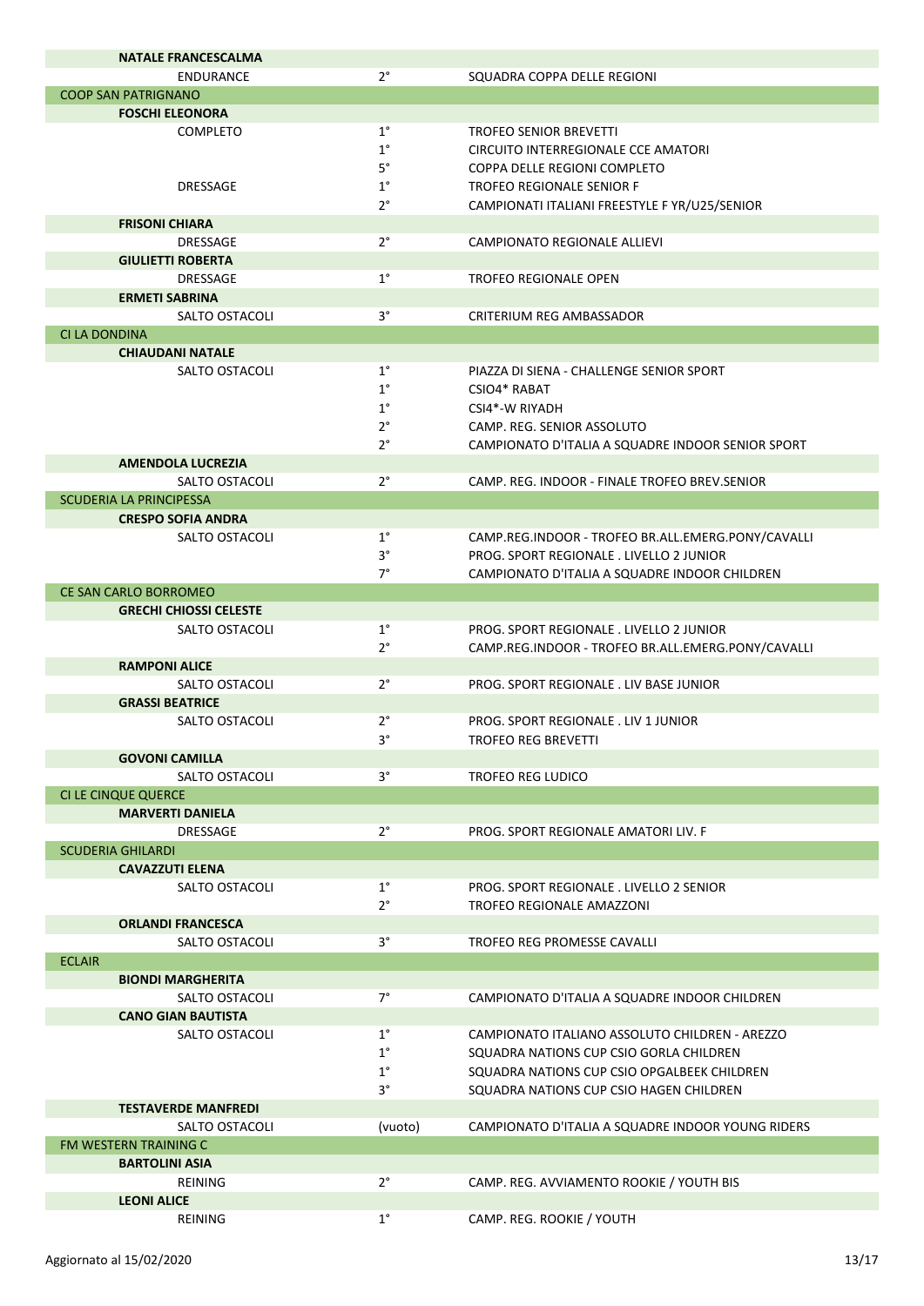| | | | |
|---|---|---|---|
| | **NATALE FRANCESCALMA** | | |
| | ENDURANCE | 2° | SQUADRA COPPA DELLE REGIONI |
| COOP SAN PATRIGNANO | | | |
| | **FOSCHI ELEONORA** | | |
| | COMPLETO | 1° | TROFEO SENIOR BREVETTI |
| | | 1° | CIRCUITO INTERREGIONALE CCE AMATORI |
| | | 5° | COPPA DELLE REGIONI COMPLETO |
| | DRESSAGE | 1° | TROFEO REGIONALE SENIOR F |
| | | 2° | CAMPIONATI ITALIANI FREESTYLE F YR/U25/SENIOR |
| | **FRISONI CHIARA** | | |
| | DRESSAGE | 2° | CAMPIONATO REGIONALE ALLIEVI |
| | **GIULIETTI ROBERTA** | | |
| | DRESSAGE | 1° | TROFEO REGIONALE OPEN |
| | **ERMETI SABRINA** | | |
| | SALTO OSTACOLI | 3° | CRITERIUM REG AMBASSADOR |
| CI LA DONDINA | | | |
| | **CHIAUDANI NATALE** | | |
| | SALTO OSTACOLI | 1° | PIAZZA DI SIENA - CHALLENGE SENIOR SPORT |
| | | 1° | CSIO4* RABAT |
| | | 1° | CSI4*-W RIYADH |
| | | 2° | CAMP. REG. SENIOR ASSOLUTO |
| | | 2° | CAMPIONATO D'ITALIA A SQUADRE INDOOR SENIOR SPORT |
| | **AMENDOLA LUCREZIA** | | |
| | SALTO OSTACOLI | 2° | CAMP. REG. INDOOR - FINALE TROFEO BREV.SENIOR |
| SCUDERIA LA PRINCIPESSA | | | |
| | **CRESPO SOFIA ANDRA** | | |
| | SALTO OSTACOLI | 1° | CAMP.REG.INDOOR - TROFEO BR.ALL.EMERG.PONY/CAVALLI |
| | | 3° | PROG. SPORT REGIONALE . LIVELLO 2 JUNIOR |
| | | 7° | CAMPIONATO D'ITALIA A SQUADRE INDOOR CHILDREN |
| CE SAN CARLO BORROMEO | | | |
| | **GRECHI CHIOSSI CELESTE** | | |
| | SALTO OSTACOLI | 1° | PROG. SPORT REGIONALE . LIVELLO 2 JUNIOR |
| | | 2° | CAMP.REG.INDOOR - TROFEO BR.ALL.EMERG.PONY/CAVALLI |
| | **RAMPONI ALICE** | | |
| | SALTO OSTACOLI | 2° | PROG. SPORT REGIONALE . LIV BASE JUNIOR |
| | **GRASSI BEATRICE** | | |
| | SALTO OSTACOLI | 2° | PROG. SPORT REGIONALE . LIV 1 JUNIOR |
| | | 3° | TROFEO REG BREVETTI |
| | **GOVONI CAMILLA** | | |
| | SALTO OSTACOLI | 3° | TROFEO REG LUDICO |
| CI LE CINQUE QUERCE | | | |
| | **MARVERTI DANIELA** | | |
| | DRESSAGE | 2° | PROG. SPORT REGIONALE AMATORI LIV. F |
| SCUDERIA GHILARDI | | | |
| | **CAVAZZUTI ELENA** | | |
| | SALTO OSTACOLI | 1° | PROG. SPORT REGIONALE . LIVELLO 2 SENIOR |
| | | 2° | TROFEO REGIONALE AMAZZONI |
| | **ORLANDI FRANCESCA** | | |
| | SALTO OSTACOLI | 3° | TROFEO REG PROMESSE CAVALLI |
| ECLAIR | | | |
| | **BIONDI MARGHERITA** | | |
| | SALTO OSTACOLI | 7° | CAMPIONATO D'ITALIA A SQUADRE INDOOR CHILDREN |
| | **CANO GIAN BAUTISTA** | | |
| | SALTO OSTACOLI | 1° | CAMPIONATO ITALIANO ASSOLUTO CHILDREN - AREZZO |
| | | 1° | SQUADRA NATIONS CUP CSIO GORLA CHILDREN |
| | | 1° | SQUADRA NATIONS CUP CSIO OPGALBEEK CHILDREN |
| | | 3° | SQUADRA NATIONS CUP CSIO HAGEN CHILDREN |
| | **TESTAVERDE MANFREDI** | | |
| | SALTO OSTACOLI | (vuoto) | CAMPIONATO D'ITALIA A SQUADRE INDOOR YOUNG RIDERS |
| FM WESTERN TRAINING C | | | |
| | **BARTOLINI ASIA** | | |
| | REINING | 2° | CAMP. REG. AVVIAMENTO ROOKIE / YOUTH BIS |
| | **LEONI ALICE** | | |
| | REINING | 1° | CAMP. REG. ROOKIE / YOUTH |

Aggiornato al 15/02/2020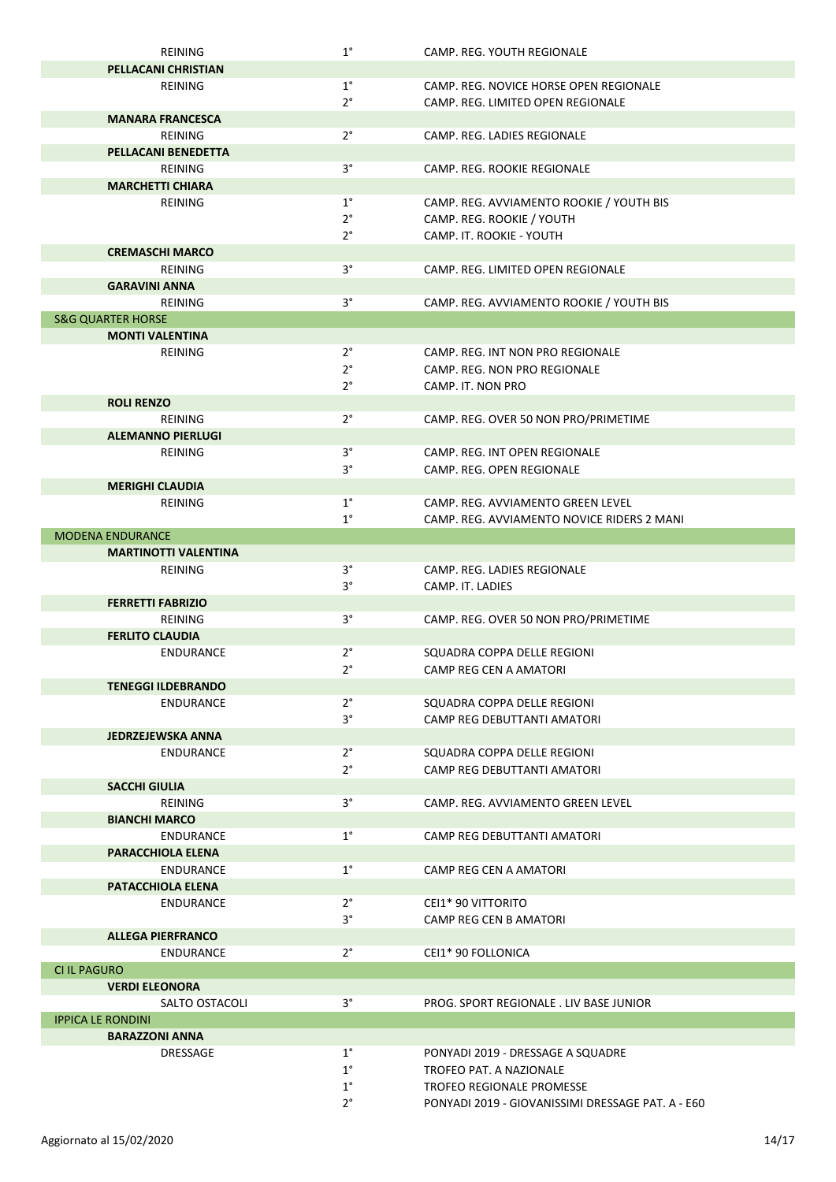| | | |
|---|---|---|
| REINING | 1° | CAMP. REG. YOUTH REGIONALE |
| **PELLACANI CHRISTIAN** | | |
| REINING | 1° | CAMP. REG. NOVICE HORSE OPEN REGIONALE |
| | 2° | CAMP. REG. LIMITED OPEN REGIONALE |
| **MANARA FRANCESCA** | | |
| REINING | 2° | CAMP. REG. LADIES REGIONALE |
| **PELLACANI BENEDETTA** | | |
| REINING | 3° | CAMP. REG. ROOKIE REGIONALE |
| **MARCHETTI CHIARA** | | |
| REINING | 1° | CAMP. REG. AVVIAMENTO ROOKIE / YOUTH BIS |
| | 2° | CAMP. REG. ROOKIE / YOUTH |
| | 2° | CAMP. IT. ROOKIE - YOUTH |
| **CREMASCHI MARCO** | | |
| REINING | 3° | CAMP. REG. LIMITED OPEN REGIONALE |
| **GARAVINI ANNA** | | |
| REINING | 3° | CAMP. REG. AVVIAMENTO ROOKIE / YOUTH BIS |
| S&G QUARTER HORSE | | |
| **MONTI VALENTINA** | | |
| REINING | 2° | CAMP. REG. INT NON PRO REGIONALE |
| | 2° | CAMP. REG. NON PRO REGIONALE |
| | 2° | CAMP. IT. NON PRO |
| **ROLI RENZO** | | |
| REINING | 2° | CAMP. REG. OVER 50 NON PRO/PRIMETIME |
| **ALEMANNO PIERLUGI** | | |
| REINING | 3° | CAMP. REG. INT OPEN REGIONALE |
| | 3° | CAMP. REG. OPEN REGIONALE |
| **MERIGHI CLAUDIA** | | |
| REINING | 1° | CAMP. REG. AVVIAMENTO GREEN LEVEL |
| | 1° | CAMP. REG. AVVIAMENTO NOVICE RIDERS 2 MANI |
| MODENA ENDURANCE | | |
| **MARTINOTTI VALENTINA** | | |
| REINING | 3° | CAMP. REG. LADIES REGIONALE |
| | 3° | CAMP. IT. LADIES |
| **FERRETTI FABRIZIO** | | |
| REINING | 3° | CAMP. REG. OVER 50 NON PRO/PRIMETIME |
| **FERLITO CLAUDIA** | | |
| ENDURANCE | 2° | SQUADRA COPPA DELLE REGIONI |
| | 2° | CAMP REG CEN A AMATORI |
| **TENEGGI ILDEBRANDO** | | |
| ENDURANCE | 2° | SQUADRA COPPA DELLE REGIONI |
| | 3° | CAMP REG DEBUTTANTI AMATORI |
| **JEDRZEJEWSKA ANNA** | | |
| ENDURANCE | 2° | SQUADRA COPPA DELLE REGIONI |
| | 2° | CAMP REG DEBUTTANTI AMATORI |
| **SACCHI GIULIA** | | |
| REINING | 3° | CAMP. REG. AVVIAMENTO GREEN LEVEL |
| **BIANCHI MARCO** | | |
| ENDURANCE | 1° | CAMP REG DEBUTTANTI AMATORI |
| **PARACCHIOLA ELENA** | | |
| ENDURANCE | 1° | CAMP REG CEN A AMATORI |
| **PATACCHIOLA ELENA** | | |
| ENDURANCE | 2° | CEI1* 90 VITTORITO |
| | 3° | CAMP REG CEN B AMATORI |
| **ALLEGA PIERFRANCO** | | |
| ENDURANCE | 2° | CEI1* 90 FOLLONICA |
| CI IL PAGURO | | |
| **VERDI ELEONORA** | | |
| SALTO OSTACOLI | 3° | PROG. SPORT REGIONALE . LIV BASE JUNIOR |
| IPPICA LE RONDINI | | |
| **BARAZZONI ANNA** | | |
| DRESSAGE | 1° | PONYADI 2019 - DRESSAGE A SQUADRE |
| | 1° | TROFEO PAT. A NAZIONALE |
| | 1° | TROFEO REGIONALE PROMESSE |
| | 2° | PONYADI 2019 - GIOVANISSIMI DRESSAGE PAT. A - E60 |

Aggiornato al 15/02/2020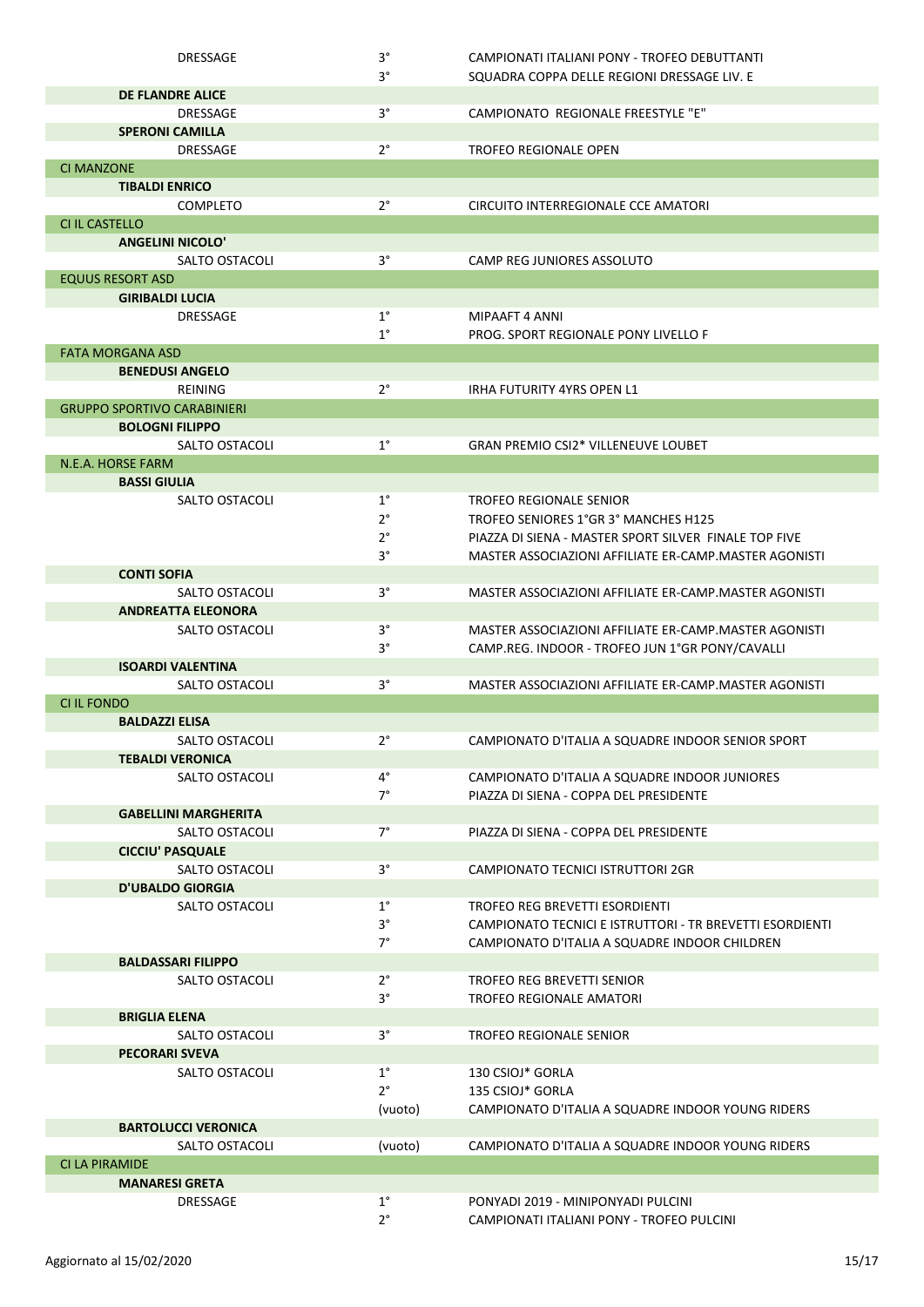| | | |
|---|---|---|
| DRESSAGE | 3° | CAMPIONATI ITALIANI PONY - TROFEO DEBUTTANTI |
| | 3° | SQUADRA COPPA DELLE REGIONI DRESSAGE LIV. E |
| **DE FLANDRE ALICE** | | |
| DRESSAGE | 3° | CAMPIONATO REGIONALE FREESTYLE "E" |
| **SPERONI CAMILLA** | | |
| DRESSAGE | 2° | TROFEO REGIONALE OPEN |
| CI MANZONE | | |
| **TIBALDI ENRICO** | | |
| COMPLETO | 2° | CIRCUITO INTERREGIONALE CCE AMATORI |
| CI IL CASTELLO | | |
| **ANGELINI NICOLO'** | | |
| SALTO OSTACOLI | 3° | CAMP REG JUNIORES ASSOLUTO |
| EQUUS RESORT ASD | | |
| **GIRIBALDI LUCIA** | | |
| DRESSAGE | 1° | MIPAAFT 4 ANNI |
| | 1° | PROG. SPORT REGIONALE PONY LIVELLO F |
| FATA MORGANA ASD | | |
| **BENEDUSI ANGELO** | | |
| REINING | 2° | IRHA FUTURITY 4YRS OPEN L1 |
| GRUPPO SPORTIVO CARABINIERI | | |
| **BOLOGNI FILIPPO** | | |
| SALTO OSTACOLI | 1° | GRAN PREMIO CSI2* VILLENEUVE LOUBET |
| N.E.A. HORSE FARM | | |
| **BASSI GIULIA** | | |
| SALTO OSTACOLI | 1° | TROFEO REGIONALE SENIOR |
| | 2° | TROFEO SENIORES 1°GR 3° MANCHES H125 |
| | 2° | PIAZZA DI SIENA - MASTER SPORT SILVER FINALE TOP FIVE |
| | 3° | MASTER ASSOCIAZIONI AFFILIATE ER-CAMP.MASTER AGONISTI |
| **CONTI SOFIA** | | |
| SALTO OSTACOLI | 3° | MASTER ASSOCIAZIONI AFFILIATE ER-CAMP.MASTER AGONISTI |
| **ANDREATTA ELEONORA** | | |
| SALTO OSTACOLI | 3° | MASTER ASSOCIAZIONI AFFILIATE ER-CAMP.MASTER AGONISTI |
| | 3° | CAMP.REG. INDOOR - TROFEO JUN 1°GR PONY/CAVALLI |
| **ISOARDI VALENTINA** | | |
| SALTO OSTACOLI | 3° | MASTER ASSOCIAZIONI AFFILIATE ER-CAMP.MASTER AGONISTI |
| CI IL FONDO | | |
| **BALDAZZI ELISA** | | |
| SALTO OSTACOLI | 2° | CAMPIONATO D'ITALIA A SQUADRE INDOOR SENIOR SPORT |
| **TEBALDI VERONICA** | | |
| SALTO OSTACOLI | 4° | CAMPIONATO D'ITALIA A SQUADRE INDOOR JUNIORES |
| | 7° | PIAZZA DI SIENA - COPPA DEL PRESIDENTE |
| **GABELLINI MARGHERITA** | | |
| SALTO OSTACOLI | 7° | PIAZZA DI SIENA - COPPA DEL PRESIDENTE |
| **CICCIU' PASQUALE** | | |
| SALTO OSTACOLI | 3° | CAMPIONATO TECNICI ISTRUTTORI 2GR |
| **D'UBALDO GIORGIA** | | |
| SALTO OSTACOLI | 1° | TROFEO REG BREVETTI ESORDIENTI |
| | 3° | CAMPIONATO TECNICI E ISTRUTTORI - TR BREVETTI ESORDIENTI |
| | 7° | CAMPIONATO D'ITALIA A SQUADRE INDOOR CHILDREN |
| **BALDASSARI FILIPPO** | | |
| SALTO OSTACOLI | 2° | TROFEO REG BREVETTI SENIOR |
| | 3° | TROFEO REGIONALE AMATORI |
| **BRIGLIA ELENA** | | |
| SALTO OSTACOLI | 3° | TROFEO REGIONALE SENIOR |
| **PECORARI SVEVA** | | |
| SALTO OSTACOLI | 1° | 130 CSIOJ* GORLA |
| | 2° | 135 CSIOJ* GORLA |
| | (vuoto) | CAMPIONATO D'ITALIA A SQUADRE INDOOR YOUNG RIDERS |
| **BARTOLUCCI VERONICA** | | |
| SALTO OSTACOLI | (vuoto) | CAMPIONATO D'ITALIA A SQUADRE INDOOR YOUNG RIDERS |
| CI LA PIRAMIDE | | |
| **MANARESI GRETA** | | |
| DRESSAGE | 1° | PONYADI 2019 - MINIPONYADI PULCINI |
| | 2° | CAMPIONATI ITALIANI PONY - TROFEO PULCINI |

Aggiornato al 15/02/2020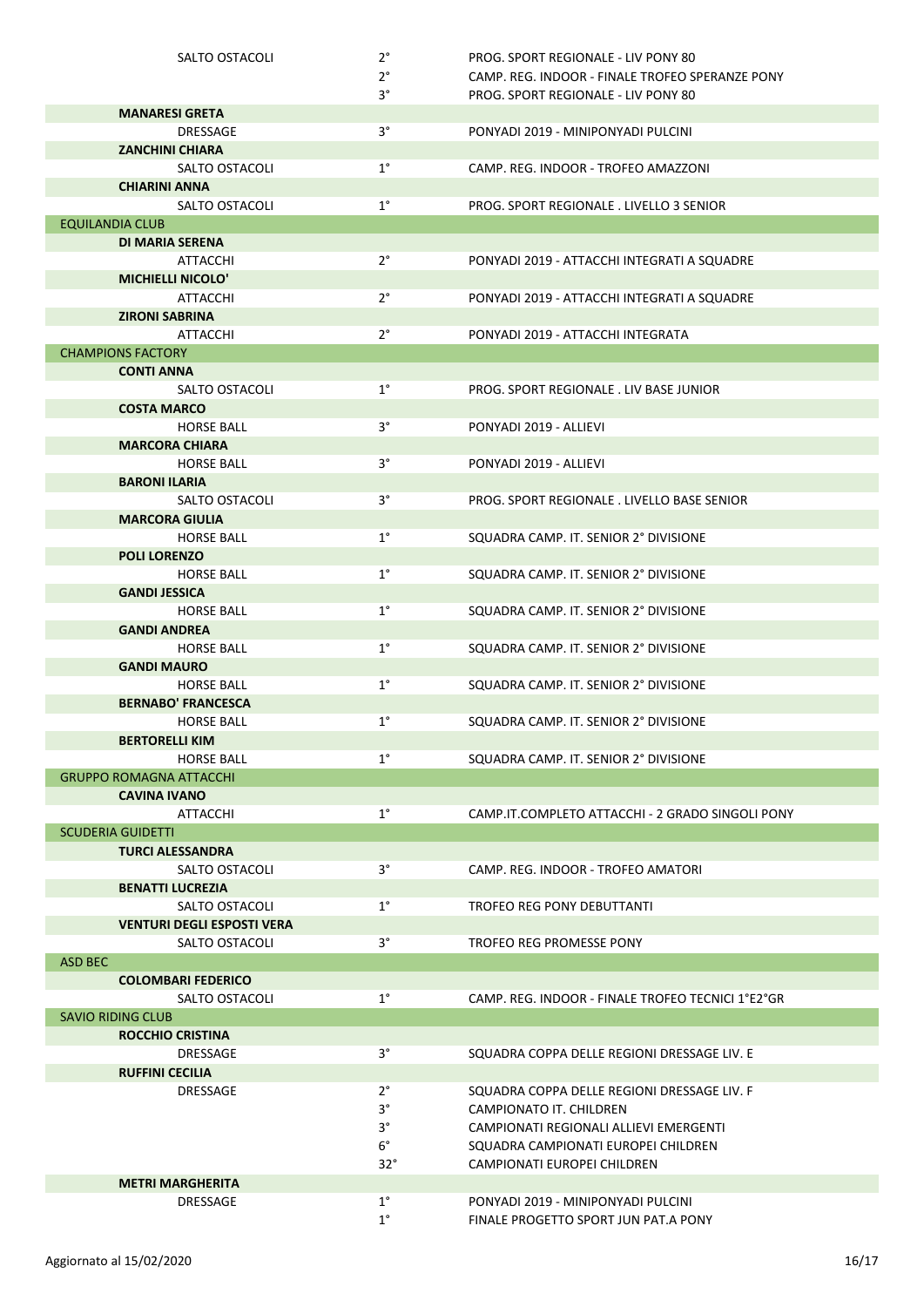| | | | |
|---|---|---|---|
| | SALTO OSTACOLI | 2° | PROG. SPORT REGIONALE - LIV PONY 80 |
| | | 2° | CAMP. REG. INDOOR - FINALE TROFEO SPERANZE PONY |
| | | 3° | PROG. SPORT REGIONALE - LIV PONY 80 |
| **MANARESI GRETA** | | | |
| | DRESSAGE | 3° | PONYADI 2019 - MINIPONYADI PULCINI |
| **ZANCHINI CHIARA** | | | |
| | SALTO OSTACOLI | 1° | CAMP. REG. INDOOR - TROFEO AMAZZONI |
| **CHIARINI ANNA** | | | |
| | SALTO OSTACOLI | 1° | PROG. SPORT REGIONALE . LIVELLO 3 SENIOR |
| EQUILANDIA CLUB | | | |
| **DI MARIA SERENA** | | | |
| | ATTACCHI | 2° | PONYADI 2019 - ATTACCHI INTEGRATI A SQUADRE |
| **MICHIELLI NICOLO'** | | | |
| | ATTACCHI | 2° | PONYADI 2019 - ATTACCHI INTEGRATI A SQUADRE |
| **ZIRONI SABRINA** | | | |
| | ATTACCHI | 2° | PONYADI 2019 - ATTACCHI INTEGRATA |
| CHAMPIONS FACTORY | | | |
| **CONTI ANNA** | | | |
| | SALTO OSTACOLI | 1° | PROG. SPORT REGIONALE . LIV BASE JUNIOR |
| **COSTA MARCO** | | | |
| | HORSE BALL | 3° | PONYADI 2019 - ALLIEVI |
| **MARCORA CHIARA** | | | |
| | HORSE BALL | 3° | PONYADI 2019 - ALLIEVI |
| **BARONI ILARIA** | | | |
| | SALTO OSTACOLI | 3° | PROG. SPORT REGIONALE . LIVELLO BASE SENIOR |
| **MARCORA GIULIA** | | | |
| | HORSE BALL | 1° | SQUADRA CAMP. IT. SENIOR 2° DIVISIONE |
| **POLI LORENZO** | | | |
| | HORSE BALL | 1° | SQUADRA CAMP. IT. SENIOR 2° DIVISIONE |
| **GANDI JESSICA** | | | |
| | HORSE BALL | 1° | SQUADRA CAMP. IT. SENIOR 2° DIVISIONE |
| **GANDI ANDREA** | | | |
| | HORSE BALL | 1° | SQUADRA CAMP. IT. SENIOR 2° DIVISIONE |
| **GANDI MAURO** | | | |
| | HORSE BALL | 1° | SQUADRA CAMP. IT. SENIOR 2° DIVISIONE |
| **BERNABO' FRANCESCA** | | | |
| | HORSE BALL | 1° | SQUADRA CAMP. IT. SENIOR 2° DIVISIONE |
| **BERTORELLI KIM** | | | |
| | HORSE BALL | 1° | SQUADRA CAMP. IT. SENIOR 2° DIVISIONE |
| GRUPPO ROMAGNA ATTACCHI | | | |
| **CAVINA IVANO** | | | |
| | ATTACCHI | 1° | CAMP.IT.COMPLETO ATTACCHI - 2 GRADO SINGOLI PONY |
| SCUDERIA GUIDETTI | | | |
| **TURCI ALESSANDRA** | | | |
| | SALTO OSTACOLI | 3° | CAMP. REG. INDOOR - TROFEO AMATORI |
| **BENATTI LUCREZIA** | | | |
| | SALTO OSTACOLI | 1° | TROFEO REG PONY DEBUTTANTI |
| **VENTURI DEGLI ESPOSTI VERA** | | | |
| | SALTO OSTACOLI | 3° | TROFEO REG PROMESSE PONY |
| ASD BEC | | | |
| **COLOMBARI FEDERICO** | | | |
| | SALTO OSTACOLI | 1° | CAMP. REG. INDOOR - FINALE TROFEO TECNICI 1°E2°GR |
| SAVIO RIDING CLUB | | | |
| **ROCCHIO CRISTINA** | | | |
| | DRESSAGE | 3° | SQUADRA COPPA DELLE REGIONI DRESSAGE LIV. E |
| **RUFFINI CECILIA** | | | |
| | DRESSAGE | 2° | SQUADRA COPPA DELLE REGIONI DRESSAGE LIV. F |
| | | 3° | CAMPIONATO IT. CHILDREN |
| | | 3° | CAMPIONATI REGIONALI ALLIEVI EMERGENTI |
| | | 6° | SQUADRA CAMPIONATI EUROPEI CHILDREN |
| | | 32° | CAMPIONATI EUROPEI CHILDREN |
| **METRI MARGHERITA** | | | |
| | DRESSAGE | 1° | PONYADI 2019 - MINIPONYADI PULCINI |
| | | 1° | FINALE PROGETTO SPORT JUN PAT.A PONY |

Aggiornato al 15/02/2020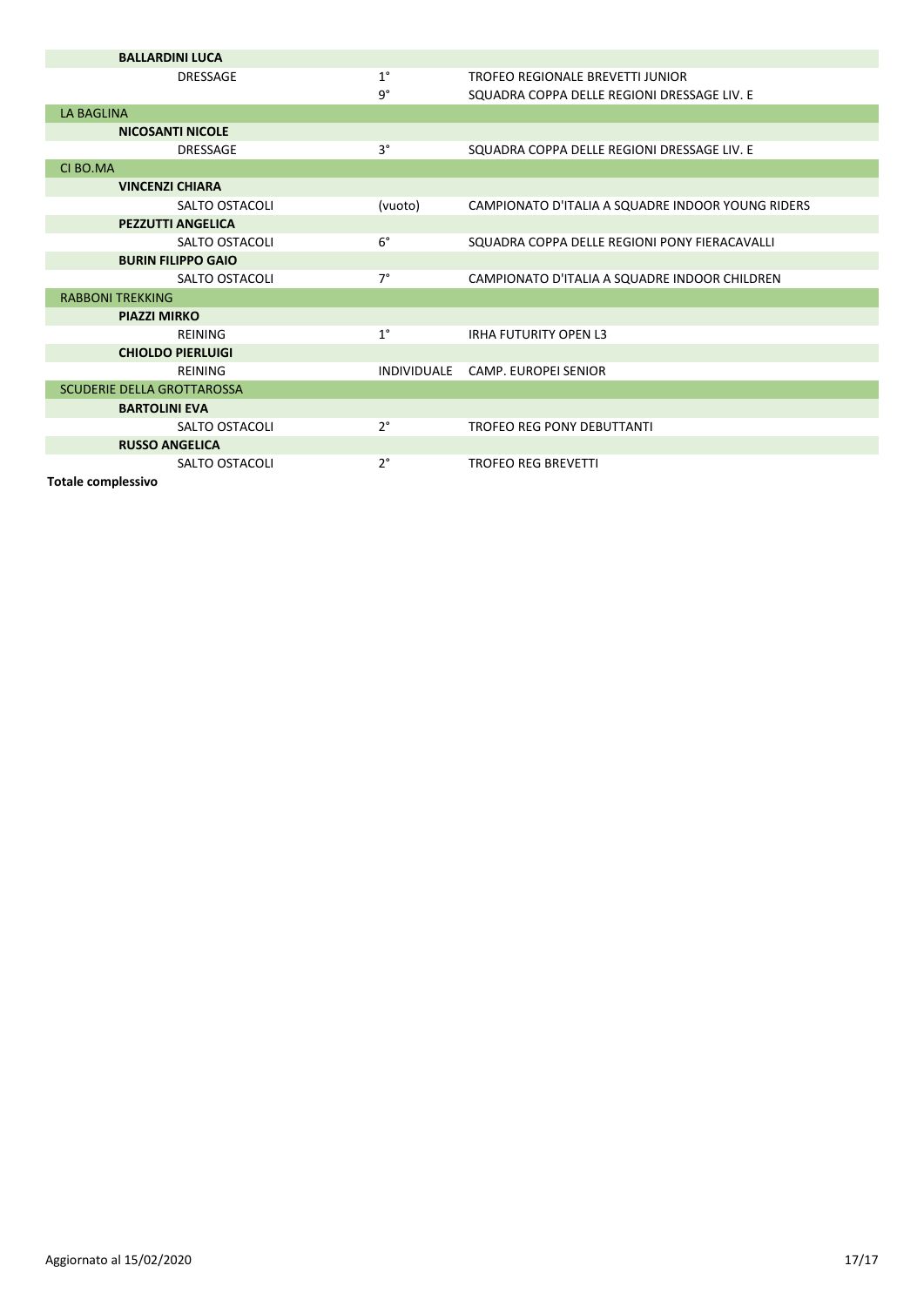| | | | |
|---|---|---|---|
| | **BALLARDINI LUCA** | | |
| | DRESSAGE | 1° | TROFEO REGIONALE BREVETTI JUNIOR |
| | | 9° | SQUADRA COPPA DELLE REGIONI DRESSAGE LIV. E |
| LA BAGLINA | | | |
| | **NICOSANTI NICOLE** | | |
| | DRESSAGE | 3° | SQUADRA COPPA DELLE REGIONI DRESSAGE LIV. E |
| CI BO.MA | | | |
| | **VINCENZI CHIARA** | | |
| | SALTO OSTACOLI | (vuoto) | CAMPIONATO D'ITALIA A SQUADRE INDOOR YOUNG RIDERS |
| | **PEZZUTTI ANGELICA** | | |
| | SALTO OSTACOLI | 6° | SQUADRA COPPA DELLE REGIONI PONY FIERACAVALLI |
| | **BURIN FILIPPO GAIO** | | |
| | SALTO OSTACOLI | 7° | CAMPIONATO D'ITALIA A SQUADRE INDOOR CHILDREN |
| RABBONI TREKKING | | | |
| | **PIAZZI MIRKO** | | |
| | REINING | 1° | IRHA FUTURITY OPEN L3 |
| | **CHIOLDO PIERLUIGI** | | |
| | REINING | INDIVIDUALE | CAMP. EUROPEI SENIOR |
| SCUDERIE DELLA GROTTAROSSA | | | |
| | **BARTOLINI EVA** | | |
| | SALTO OSTACOLI | 2° | TROFEO REG PONY DEBUTTANTI |
| | **RUSSO ANGELICA** | | |
| | SALTO OSTACOLI | 2° | TROFEO REG BREVETTI |
| **Totale complessivo** | | | |

Aggiornato al 15/02/2020